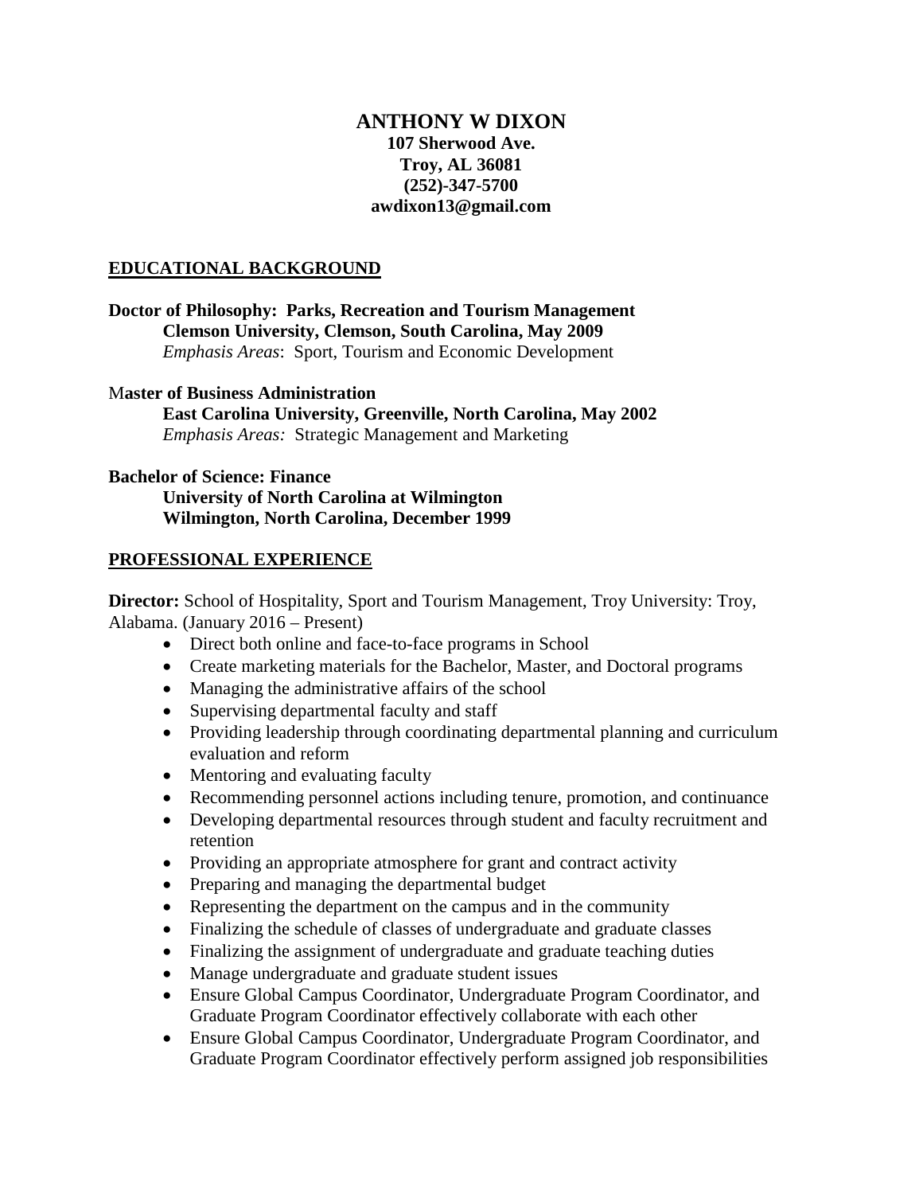# ANTHONY W DIXON

**107 Sherwood Ave.**
**Troy, AL 36081**
**(252)-347-5700**
**awdixon13@gmail.com**

## EDUCATIONAL BACKGROUND

**Doctor of Philosophy: Parks, Recreation and Tourism Management**
**Clemson University, Clemson, South Carolina, May 2009**
*Emphasis Areas*: Sport, Tourism and Economic Development

**Master of Business Administration**
**East Carolina University, Greenville, North Carolina, May 2002**
*Emphasis Areas:* Strategic Management and Marketing

**Bachelor of Science: Finance**
**University of North Carolina at Wilmington**
**Wilmington, North Carolina, December 1999**

## PROFESSIONAL EXPERIENCE

**Director:** School of Hospitality, Sport and Tourism Management, Troy University: Troy, Alabama. (January 2016 – Present)

- Direct both online and face-to-face programs in School
- Create marketing materials for the Bachelor, Master, and Doctoral programs
- Managing the administrative affairs of the school
- Supervising departmental faculty and staff
- Providing leadership through coordinating departmental planning and curriculum evaluation and reform
- Mentoring and evaluating faculty
- Recommending personnel actions including tenure, promotion, and continuance
- Developing departmental resources through student and faculty recruitment and retention
- Providing an appropriate atmosphere for grant and contract activity
- Preparing and managing the departmental budget
- Representing the department on the campus and in the community
- Finalizing the schedule of classes of undergraduate and graduate classes
- Finalizing the assignment of undergraduate and graduate teaching duties
- Manage undergraduate and graduate student issues
- Ensure Global Campus Coordinator, Undergraduate Program Coordinator, and Graduate Program Coordinator effectively collaborate with each other
- Ensure Global Campus Coordinator, Undergraduate Program Coordinator, and Graduate Program Coordinator effectively perform assigned job responsibilities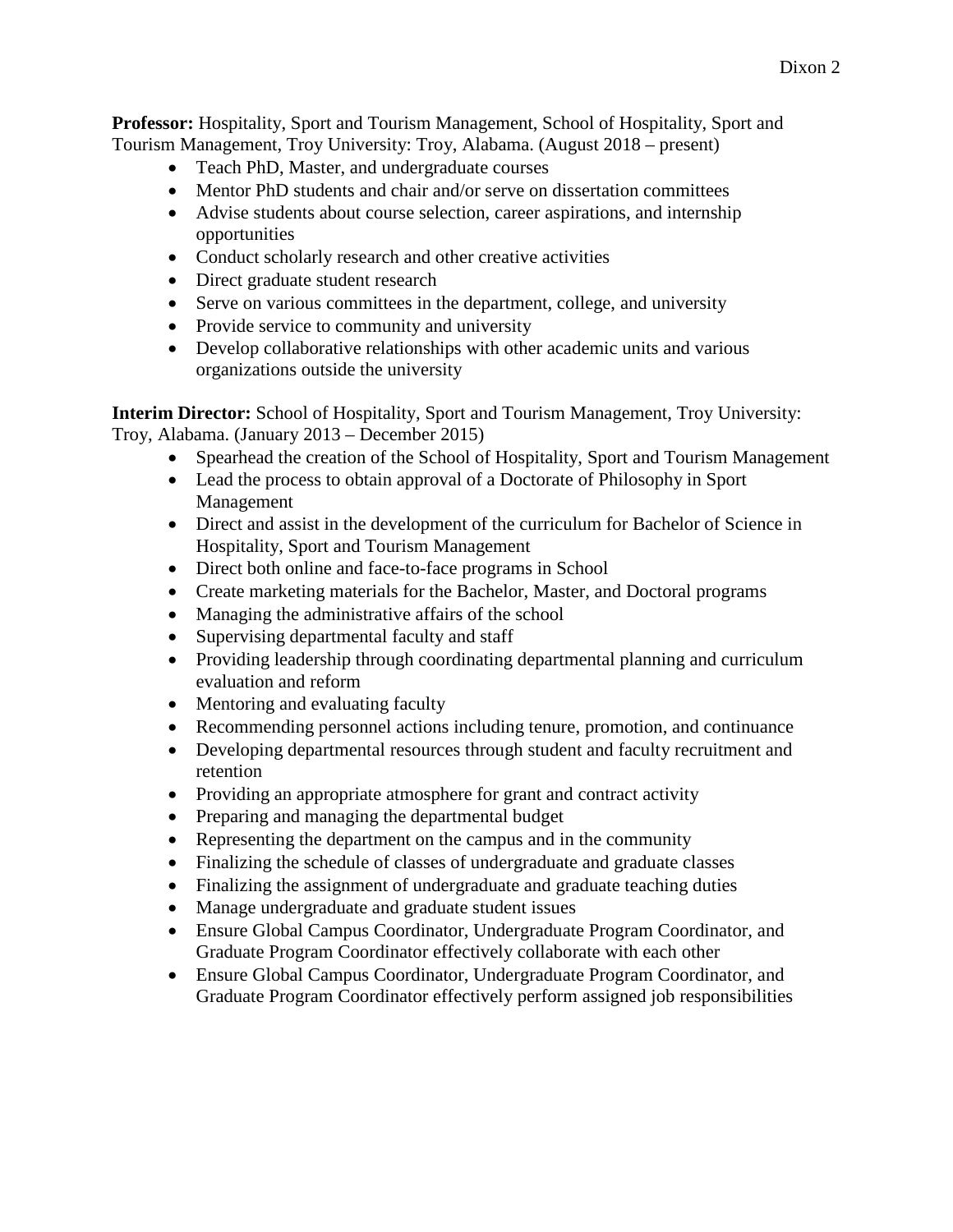**Professor:** Hospitality, Sport and Tourism Management, School of Hospitality, Sport and Tourism Management, Troy University: Troy, Alabama. (August 2018 – present)

- Teach PhD, Master, and undergraduate courses
- Mentor PhD students and chair and/or serve on dissertation committees
- Advise students about course selection, career aspirations, and internship opportunities
- Conduct scholarly research and other creative activities
- Direct graduate student research
- Serve on various committees in the department, college, and university
- Provide service to community and university
- Develop collaborative relationships with other academic units and various organizations outside the university

**Interim Director:** School of Hospitality, Sport and Tourism Management, Troy University: Troy, Alabama. (January 2013 – December 2015)

- Spearhead the creation of the School of Hospitality, Sport and Tourism Management
- Lead the process to obtain approval of a Doctorate of Philosophy in Sport Management
- Direct and assist in the development of the curriculum for Bachelor of Science in Hospitality, Sport and Tourism Management
- Direct both online and face-to-face programs in School
- Create marketing materials for the Bachelor, Master, and Doctoral programs
- Managing the administrative affairs of the school
- Supervising departmental faculty and staff
- Providing leadership through coordinating departmental planning and curriculum evaluation and reform
- Mentoring and evaluating faculty
- Recommending personnel actions including tenure, promotion, and continuance
- Developing departmental resources through student and faculty recruitment and retention
- Providing an appropriate atmosphere for grant and contract activity
- Preparing and managing the departmental budget
- Representing the department on the campus and in the community
- Finalizing the schedule of classes of undergraduate and graduate classes
- Finalizing the assignment of undergraduate and graduate teaching duties
- Manage undergraduate and graduate student issues
- Ensure Global Campus Coordinator, Undergraduate Program Coordinator, and Graduate Program Coordinator effectively collaborate with each other
- Ensure Global Campus Coordinator, Undergraduate Program Coordinator, and Graduate Program Coordinator effectively perform assigned job responsibilities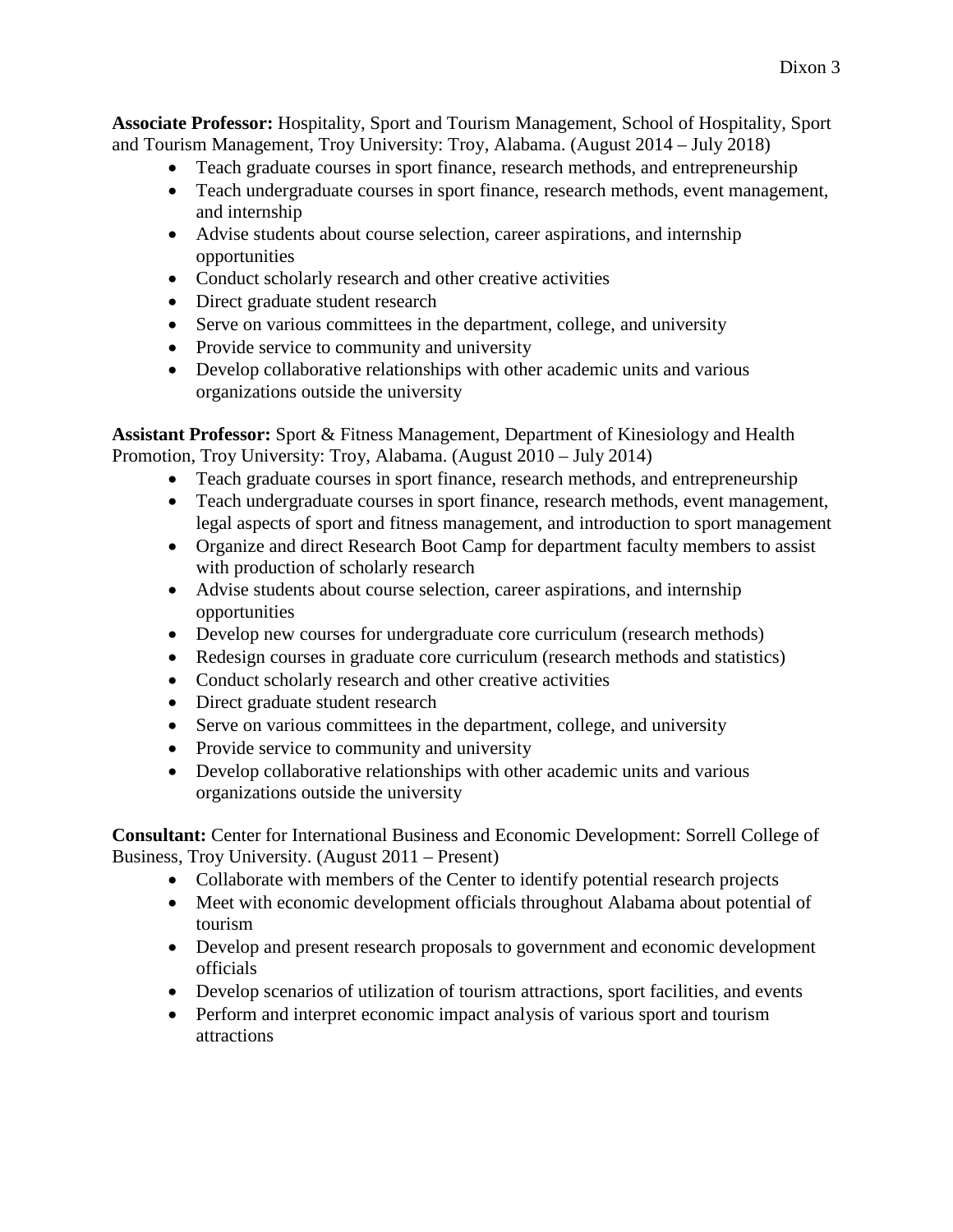**Associate Professor:** Hospitality, Sport and Tourism Management, School of Hospitality, Sport and Tourism Management, Troy University: Troy, Alabama. (August 2014 – July 2018)

- Teach graduate courses in sport finance, research methods, and entrepreneurship
- Teach undergraduate courses in sport finance, research methods, event management, and internship
- Advise students about course selection, career aspirations, and internship opportunities
- Conduct scholarly research and other creative activities
- Direct graduate student research
- Serve on various committees in the department, college, and university
- Provide service to community and university
- Develop collaborative relationships with other academic units and various organizations outside the university

**Assistant Professor:** Sport & Fitness Management, Department of Kinesiology and Health Promotion, Troy University: Troy, Alabama. (August 2010 – July 2014)

- Teach graduate courses in sport finance, research methods, and entrepreneurship
- Teach undergraduate courses in sport finance, research methods, event management, legal aspects of sport and fitness management, and introduction to sport management
- Organize and direct Research Boot Camp for department faculty members to assist with production of scholarly research
- Advise students about course selection, career aspirations, and internship opportunities
- Develop new courses for undergraduate core curriculum (research methods)
- Redesign courses in graduate core curriculum (research methods and statistics)
- Conduct scholarly research and other creative activities
- Direct graduate student research
- Serve on various committees in the department, college, and university
- Provide service to community and university
- Develop collaborative relationships with other academic units and various organizations outside the university

**Consultant:** Center for International Business and Economic Development: Sorrell College of Business, Troy University. (August 2011 – Present)

- Collaborate with members of the Center to identify potential research projects
- Meet with economic development officials throughout Alabama about potential of tourism
- Develop and present research proposals to government and economic development officials
- Develop scenarios of utilization of tourism attractions, sport facilities, and events
- Perform and interpret economic impact analysis of various sport and tourism attractions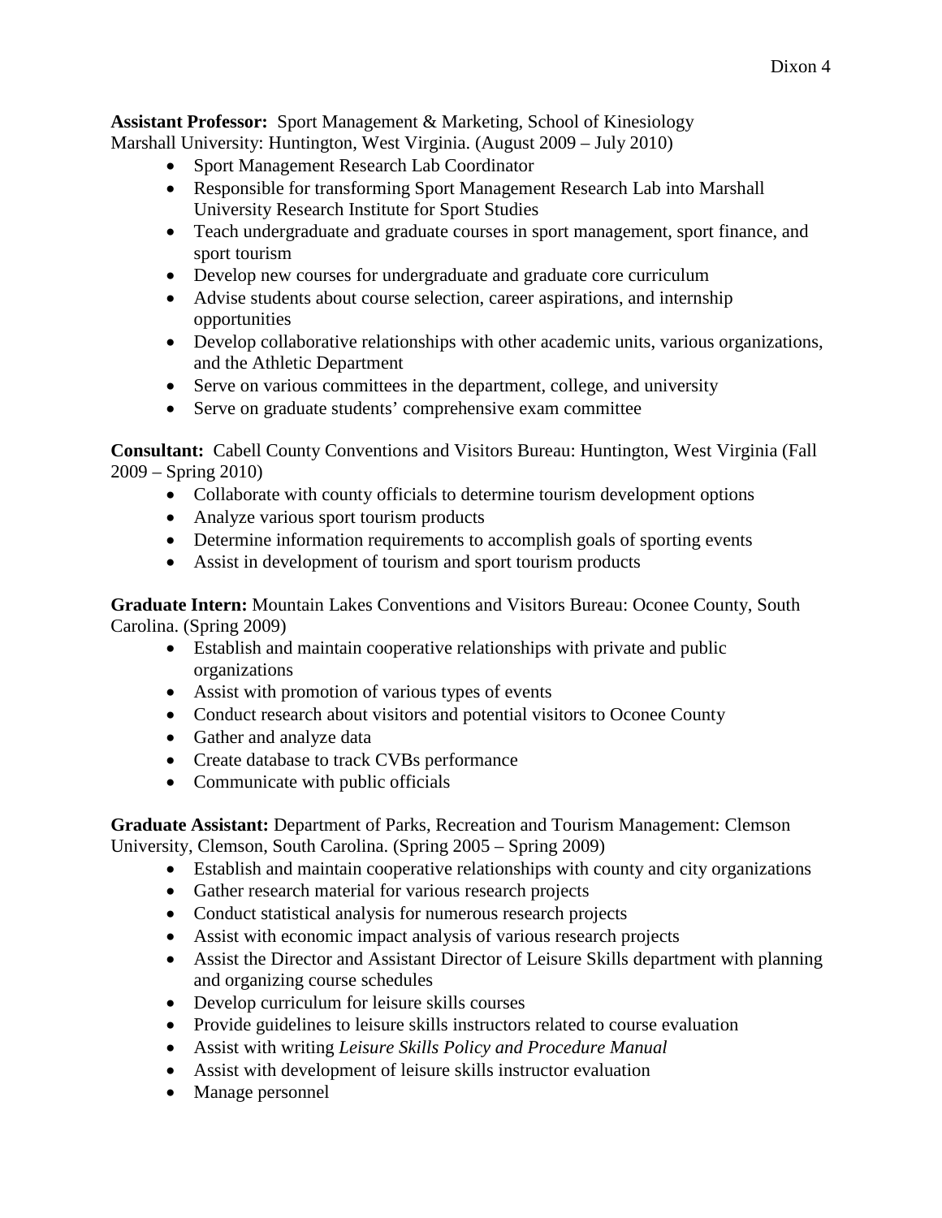**Assistant Professor:** Sport Management & Marketing, School of Kinesiology
Marshall University: Huntington, West Virginia. (August 2009 – July 2010)

- Sport Management Research Lab Coordinator
- Responsible for transforming Sport Management Research Lab into Marshall University Research Institute for Sport Studies
- Teach undergraduate and graduate courses in sport management, sport finance, and sport tourism
- Develop new courses for undergraduate and graduate core curriculum
- Advise students about course selection, career aspirations, and internship opportunities
- Develop collaborative relationships with other academic units, various organizations, and the Athletic Department
- Serve on various committees in the department, college, and university
- Serve on graduate students' comprehensive exam committee

**Consultant:** Cabell County Conventions and Visitors Bureau: Huntington, West Virginia (Fall 2009 – Spring 2010)

- Collaborate with county officials to determine tourism development options
- Analyze various sport tourism products
- Determine information requirements to accomplish goals of sporting events
- Assist in development of tourism and sport tourism products

**Graduate Intern:** Mountain Lakes Conventions and Visitors Bureau: Oconee County, South Carolina. (Spring 2009)

- Establish and maintain cooperative relationships with private and public organizations
- Assist with promotion of various types of events
- Conduct research about visitors and potential visitors to Oconee County
- Gather and analyze data
- Create database to track CVBs performance
- Communicate with public officials

**Graduate Assistant:** Department of Parks, Recreation and Tourism Management: Clemson University, Clemson, South Carolina. (Spring 2005 – Spring 2009)

- Establish and maintain cooperative relationships with county and city organizations
- Gather research material for various research projects
- Conduct statistical analysis for numerous research projects
- Assist with economic impact analysis of various research projects
- Assist the Director and Assistant Director of Leisure Skills department with planning and organizing course schedules
- Develop curriculum for leisure skills courses
- Provide guidelines to leisure skills instructors related to course evaluation
- Assist with writing *Leisure Skills Policy and Procedure Manual*
- Assist with development of leisure skills instructor evaluation
- Manage personnel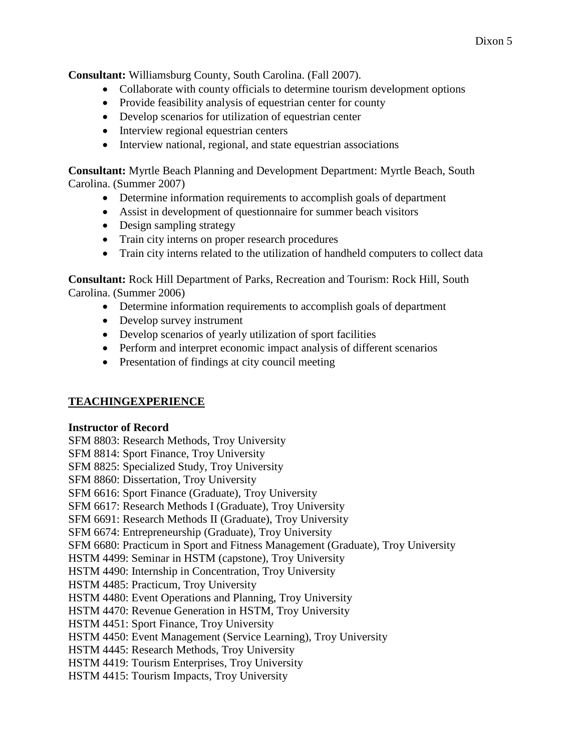**Consultant:** Williamsburg County, South Carolina. (Fall 2007).

- Collaborate with county officials to determine tourism development options
- Provide feasibility analysis of equestrian center for county
- Develop scenarios for utilization of equestrian center
- Interview regional equestrian centers
- Interview national, regional, and state equestrian associations

**Consultant:** Myrtle Beach Planning and Development Department: Myrtle Beach, South Carolina. (Summer 2007)

- Determine information requirements to accomplish goals of department
- Assist in development of questionnaire for summer beach visitors
- Design sampling strategy
- Train city interns on proper research procedures
- Train city interns related to the utilization of handheld computers to collect data

**Consultant:** Rock Hill Department of Parks, Recreation and Tourism: Rock Hill, South Carolina. (Summer 2006)

- Determine information requirements to accomplish goals of department
- Develop survey instrument
- Develop scenarios of yearly utilization of sport facilities
- Perform and interpret economic impact analysis of different scenarios
- Presentation of findings at city council meeting

## TEACHINGEXPERIENCE

**Instructor of Record**

SFM 8803: Research Methods, Troy University
SFM 8814: Sport Finance, Troy University
SFM 8825: Specialized Study, Troy University
SFM 8860: Dissertation, Troy University
SFM 6616: Sport Finance (Graduate), Troy University
SFM 6617: Research Methods I (Graduate), Troy University
SFM 6691: Research Methods II (Graduate), Troy University
SFM 6674: Entrepreneurship (Graduate), Troy University
SFM 6680: Practicum in Sport and Fitness Management (Graduate), Troy University
HSTM 4499: Seminar in HSTM (capstone), Troy University
HSTM 4490: Internship in Concentration, Troy University
HSTM 4485: Practicum, Troy University
HSTM 4480: Event Operations and Planning, Troy University
HSTM 4470: Revenue Generation in HSTM, Troy University
HSTM 4451: Sport Finance, Troy University
HSTM 4450: Event Management (Service Learning), Troy University
HSTM 4445: Research Methods, Troy University
HSTM 4419: Tourism Enterprises, Troy University
HSTM 4415: Tourism Impacts, Troy University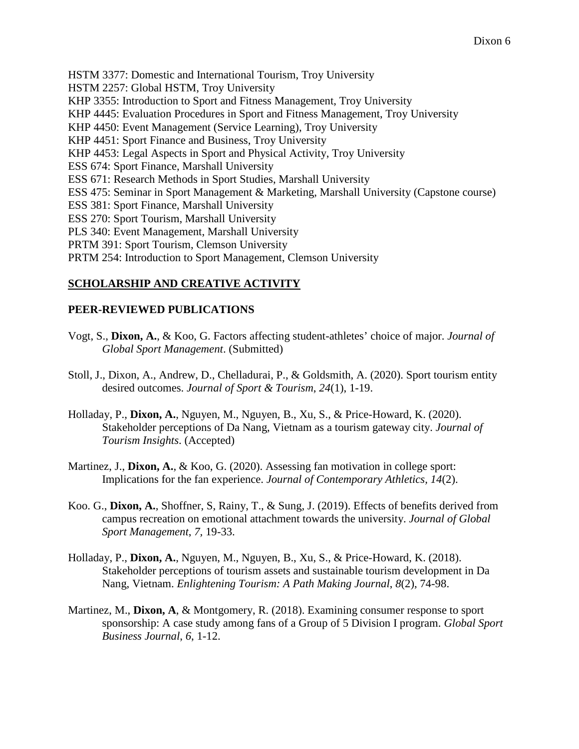HSTM 3377: Domestic and International Tourism, Troy University
HSTM 2257: Global HSTM, Troy University
KHP 3355: Introduction to Sport and Fitness Management, Troy University
KHP 4445: Evaluation Procedures in Sport and Fitness Management, Troy University
KHP 4450: Event Management (Service Learning), Troy University
KHP 4451: Sport Finance and Business, Troy University
KHP 4453: Legal Aspects in Sport and Physical Activity, Troy University
ESS 674: Sport Finance, Marshall University
ESS 671: Research Methods in Sport Studies, Marshall University
ESS 475: Seminar in Sport Management & Marketing, Marshall University (Capstone course)
ESS 381: Sport Finance, Marshall University
ESS 270: Sport Tourism, Marshall University
PLS 340: Event Management, Marshall University
PRTM 391: Sport Tourism, Clemson University
PRTM 254: Introduction to Sport Management, Clemson University

## SCHOLARSHIP AND CREATIVE ACTIVITY

### PEER-REVIEWED PUBLICATIONS

Vogt, S., **Dixon, A.**, & Koo, G. Factors affecting student-athletes' choice of major. *Journal of Global Sport Management*. (Submitted)

Stoll, J., Dixon, A., Andrew, D., Chelladurai, P., & Goldsmith, A. (2020). Sport tourism entity desired outcomes. *Journal of Sport & Tourism*, *24*(1), 1-19.

Holladay, P., **Dixon, A.**, Nguyen, M., Nguyen, B., Xu, S., & Price-Howard, K. (2020). Stakeholder perceptions of Da Nang, Vietnam as a tourism gateway city. *Journal of Tourism Insights*. (Accepted)

Martinez, J., **Dixon, A.**, & Koo, G. (2020). Assessing fan motivation in college sport: Implications for the fan experience. *Journal of Contemporary Athletics*, *14*(2).

Koo. G., **Dixon, A.**, Shoffner, S, Rainy, T., & Sung, J. (2019). Effects of benefits derived from campus recreation on emotional attachment towards the university. *Journal of Global Sport Management*, *7*, 19-33.

Holladay, P., **Dixon, A.**, Nguyen, M., Nguyen, B., Xu, S., & Price-Howard, K. (2018). Stakeholder perceptions of tourism assets and sustainable tourism development in Da Nang, Vietnam. *Enlightening Tourism: A Path Making Journal*, *8*(2), 74-98.

Martinez, M., **Dixon, A**, & Montgomery, R. (2018). Examining consumer response to sport sponsorship: A case study among fans of a Group of 5 Division I program. *Global Sport Business Journal*, *6*, 1-12.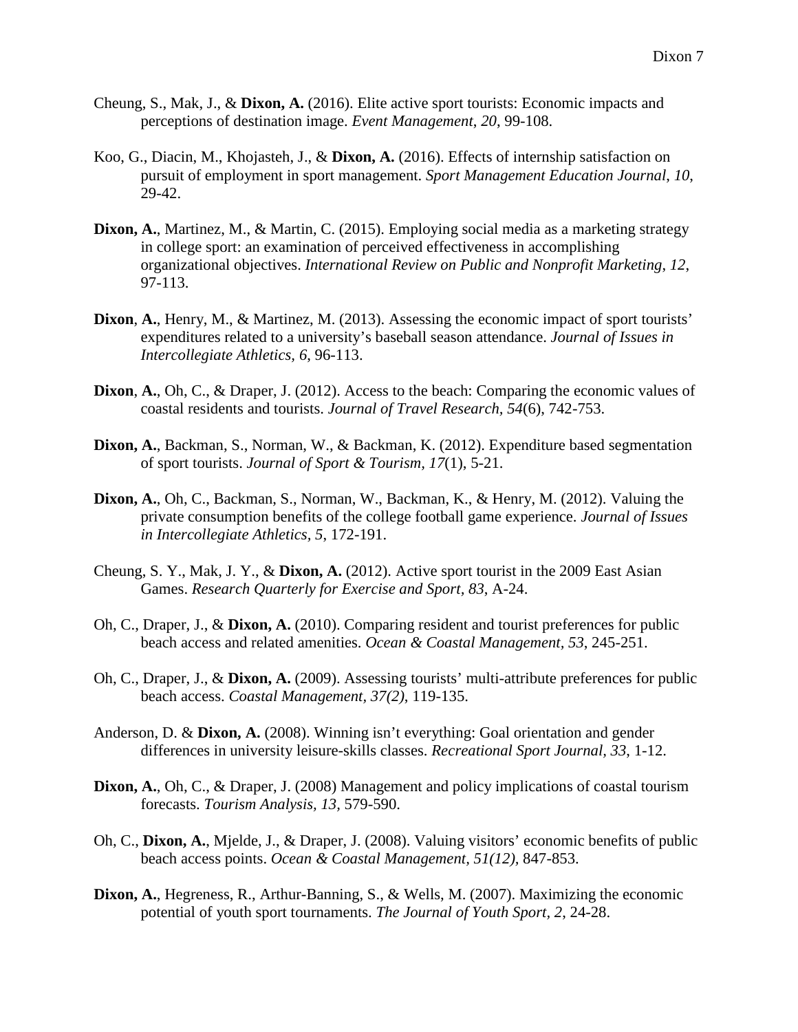Cheung, S., Mak, J., & **Dixon, A.** (2016). Elite active sport tourists: Economic impacts and perceptions of destination image. *Event Management*, *20*, 99-108.

Koo, G., Diacin, M., Khojasteh, J., & **Dixon, A.** (2016). Effects of internship satisfaction on pursuit of employment in sport management. *Sport Management Education Journal*, *10*, 29-42.

**Dixon, A.**, Martinez, M., & Martin, C. (2015). Employing social media as a marketing strategy in college sport: an examination of perceived effectiveness in accomplishing organizational objectives. *International Review on Public and Nonprofit Marketing, 12*, 97-113.

**Dixon**, **A.**, Henry, M., & Martinez, M. (2013). Assessing the economic impact of sport tourists' expenditures related to a university's baseball season attendance. *Journal of Issues in Intercollegiate Athletics, 6*, 96-113.

**Dixon**, **A.**, Oh, C., & Draper, J. (2012). Access to the beach: Comparing the economic values of coastal residents and tourists. *Journal of Travel Research*, *54*(6), 742-753.

**Dixon, A.**, Backman, S., Norman, W., & Backman, K. (2012). Expenditure based segmentation of sport tourists. *Journal of Sport & Tourism*, *17*(1), 5-21.

**Dixon, A.**, Oh, C., Backman, S., Norman, W., Backman, K., & Henry, M. (2012). Valuing the private consumption benefits of the college football game experience. *Journal of Issues in Intercollegiate Athletics, 5*, 172-191.

Cheung, S. Y., Mak, J. Y., & **Dixon, A.** (2012). Active sport tourist in the 2009 East Asian Games. *Research Quarterly for Exercise and Sport, 83*, A-24.

Oh, C., Draper, J., & **Dixon, A.** (2010). Comparing resident and tourist preferences for public beach access and related amenities. *Ocean & Coastal Management, 53*, 245-251.

Oh, C., Draper, J., & **Dixon, A.** (2009). Assessing tourists' multi-attribute preferences for public beach access. *Coastal Management, 37(2)*, 119-135.

Anderson, D. & **Dixon, A.** (2008). Winning isn't everything: Goal orientation and gender differences in university leisure-skills classes. *Recreational Sport Journal, 33*, 1-12.

**Dixon, A.**, Oh, C., & Draper, J. (2008) Management and policy implications of coastal tourism forecasts. *Tourism Analysis, 13*, 579-590.

Oh, C., **Dixon, A.**, Mjelde, J., & Draper, J. (2008). Valuing visitors' economic benefits of public beach access points. *Ocean & Coastal Management, 51(12),* 847-853.

**Dixon, A.**, Hegreness, R., Arthur-Banning, S., & Wells, M. (2007). Maximizing the economic potential of youth sport tournaments. *The Journal of Youth Sport, 2,* 24-28.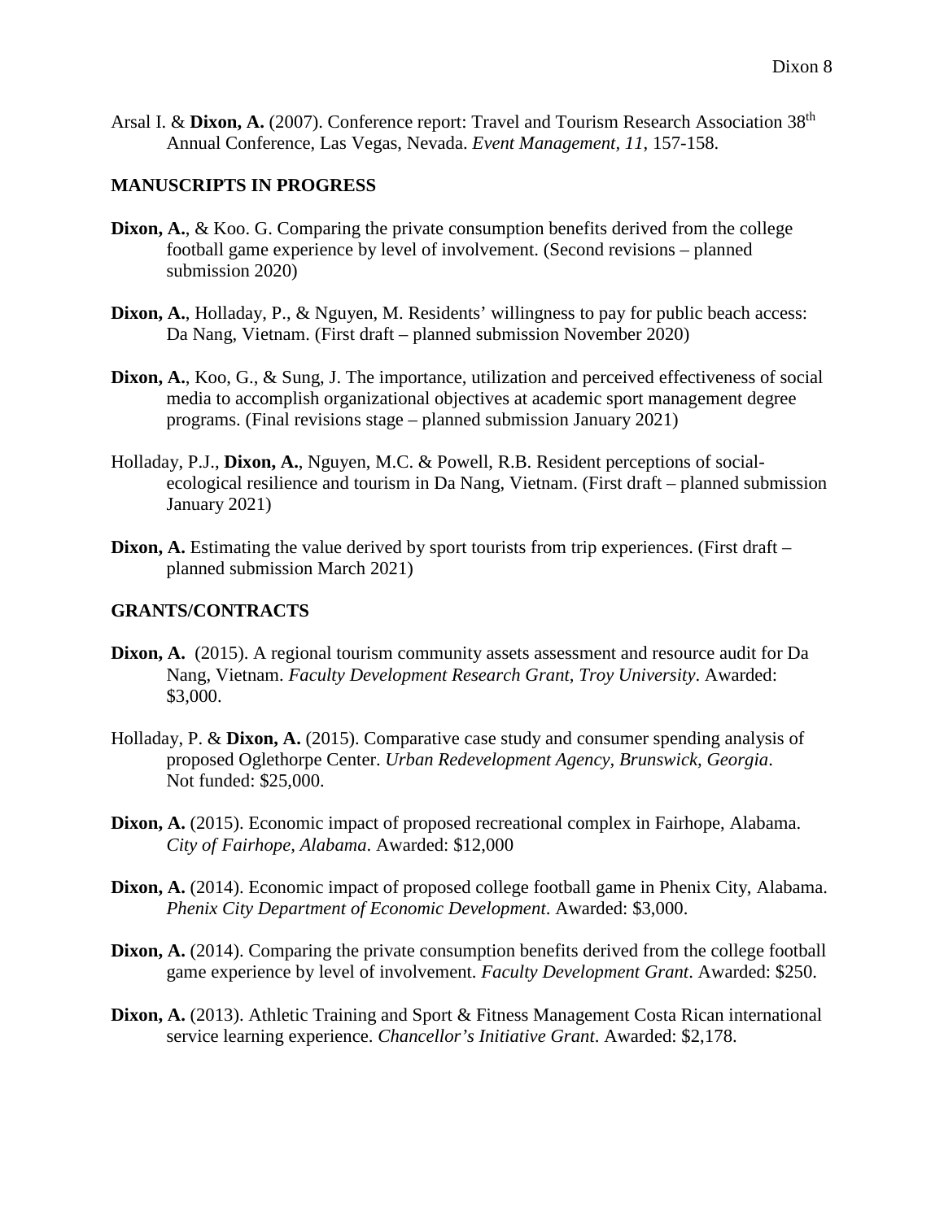Arsal I. & **Dixon, A.** (2007). Conference report: Travel and Tourism Research Association 38th Annual Conference, Las Vegas, Nevada. *Event Management, 11*, 157-158.

### MANUSCRIPTS IN PROGRESS

**Dixon, A.**, & Koo. G. Comparing the private consumption benefits derived from the college football game experience by level of involvement. (Second revisions – planned submission 2020)

**Dixon, A.**, Holladay, P., & Nguyen, M. Residents' willingness to pay for public beach access: Da Nang, Vietnam. (First draft – planned submission November 2020)

**Dixon, A.**, Koo, G., & Sung, J. The importance, utilization and perceived effectiveness of social media to accomplish organizational objectives at academic sport management degree programs. (Final revisions stage – planned submission January 2021)

Holladay, P.J., **Dixon, A.**, Nguyen, M.C. & Powell, R.B. Resident perceptions of social-ecological resilience and tourism in Da Nang, Vietnam. (First draft – planned submission January 2021)

**Dixon, A.** Estimating the value derived by sport tourists from trip experiences. (First draft – planned submission March 2021)

### GRANTS/CONTRACTS

**Dixon, A.** (2015). A regional tourism community assets assessment and resource audit for Da Nang, Vietnam. *Faculty Development Research Grant, Troy University*. Awarded: $3,000.

Holladay, P. & **Dixon, A.** (2015). Comparative case study and consumer spending analysis of proposed Oglethorpe Center. *Urban Redevelopment Agency, Brunswick, Georgia*. Not funded: $25,000.

**Dixon, A.** (2015). Economic impact of proposed recreational complex in Fairhope, Alabama. *City of Fairhope, Alabama*. Awarded: $12,000

**Dixon, A.** (2014). Economic impact of proposed college football game in Phenix City, Alabama. *Phenix City Department of Economic Development*. Awarded: $3,000.

**Dixon, A.** (2014). Comparing the private consumption benefits derived from the college football game experience by level of involvement. *Faculty Development Grant*. Awarded: $250.

**Dixon, A.** (2013). Athletic Training and Sport & Fitness Management Costa Rican international service learning experience. *Chancellor's Initiative Grant*. Awarded: $2,178.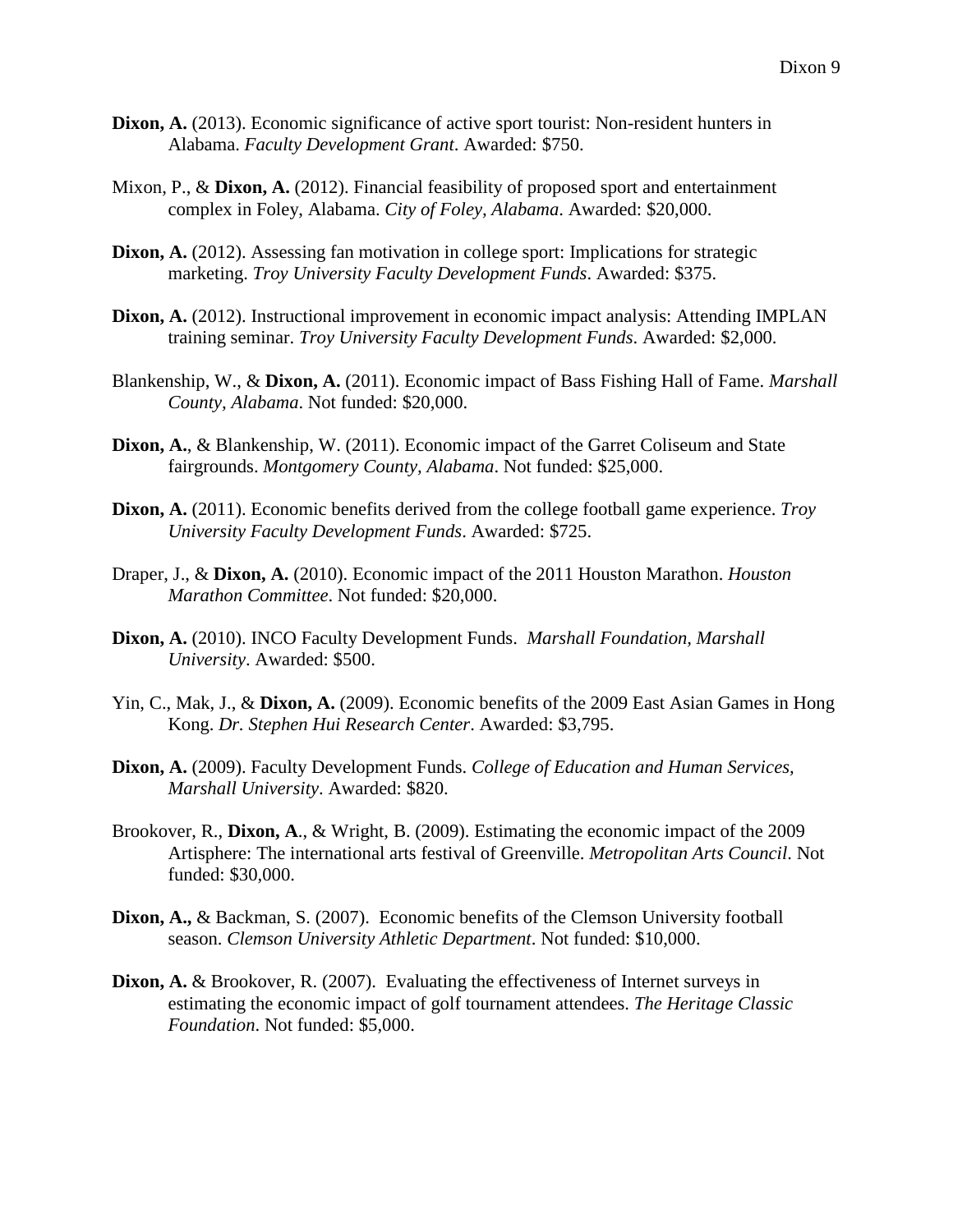**Dixon, A.** (2013). Economic significance of active sport tourist: Non-resident hunters in Alabama. *Faculty Development Grant*. Awarded: $750.

Mixon, P., & **Dixon, A.** (2012). Financial feasibility of proposed sport and entertainment complex in Foley, Alabama. *City of Foley, Alabama*. Awarded: $20,000.

**Dixon, A.** (2012). Assessing fan motivation in college sport: Implications for strategic marketing. *Troy University Faculty Development Funds*. Awarded: $375.

**Dixon, A.** (2012). Instructional improvement in economic impact analysis: Attending IMPLAN training seminar. *Troy University Faculty Development Funds*. Awarded: $2,000.

Blankenship, W., & **Dixon, A.** (2011). Economic impact of Bass Fishing Hall of Fame. *Marshall County, Alabama*. Not funded: $20,000.

**Dixon, A.**, & Blankenship, W. (2011). Economic impact of the Garret Coliseum and State fairgrounds. *Montgomery County, Alabama*. Not funded: $25,000.

**Dixon, A.** (2011). Economic benefits derived from the college football game experience. *Troy University Faculty Development Funds*. Awarded: $725.

Draper, J., & **Dixon, A.** (2010). Economic impact of the 2011 Houston Marathon. *Houston Marathon Committee*. Not funded: $20,000.

**Dixon, A.** (2010). INCO Faculty Development Funds. *Marshall Foundation, Marshall University*. Awarded: $500.

Yin, C., Mak, J., & **Dixon, A.** (2009). Economic benefits of the 2009 East Asian Games in Hong Kong. *Dr. Stephen Hui Research Center*. Awarded: $3,795.

**Dixon, A.** (2009). Faculty Development Funds. *College of Education and Human Services, Marshall University*. Awarded: $820.

Brookover, R., **Dixon, A**., & Wright, B. (2009). Estimating the economic impact of the 2009 Artisphere: The international arts festival of Greenville. *Metropolitan Arts Council*. Not funded: $30,000.

**Dixon, A.,** & Backman, S. (2007). Economic benefits of the Clemson University football season. *Clemson University Athletic Department*. Not funded: $10,000.

**Dixon, A.** & Brookover, R. (2007). Evaluating the effectiveness of Internet surveys in estimating the economic impact of golf tournament attendees. *The Heritage Classic Foundation*. Not funded: $5,000.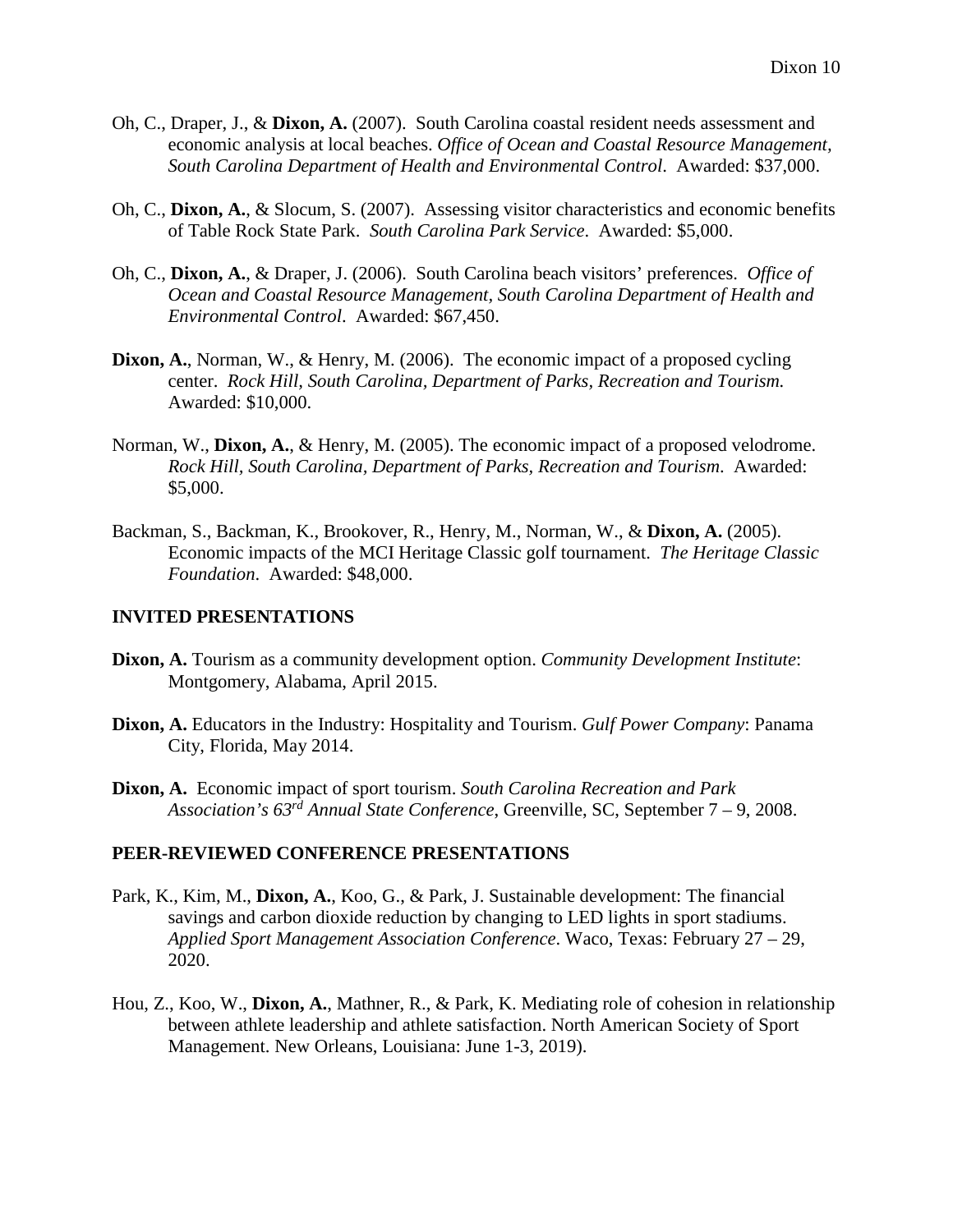Oh, C., Draper, J., & **Dixon, A.** (2007). South Carolina coastal resident needs assessment and economic analysis at local beaches. *Office of Ocean and Coastal Resource Management, South Carolina Department of Health and Environmental Control*. Awarded: $37,000.

Oh, C., **Dixon, A.**, & Slocum, S. (2007). Assessing visitor characteristics and economic benefits of Table Rock State Park. *South Carolina Park Service*. Awarded: $5,000.

Oh, C., **Dixon, A.**, & Draper, J. (2006). South Carolina beach visitors' preferences. *Office of Ocean and Coastal Resource Management, South Carolina Department of Health and Environmental Control*. Awarded: $67,450.

**Dixon, A.**, Norman, W., & Henry, M. (2006). The economic impact of a proposed cycling center. *Rock Hill, South Carolina, Department of Parks, Recreation and Tourism.* Awarded: $10,000.

Norman, W., **Dixon, A.**, & Henry, M. (2005). The economic impact of a proposed velodrome. *Rock Hill, South Carolina, Department of Parks, Recreation and Tourism*. Awarded: $5,000.

Backman, S., Backman, K., Brookover, R., Henry, M., Norman, W., & **Dixon, A.** (2005). Economic impacts of the MCI Heritage Classic golf tournament. *The Heritage Classic Foundation*. Awarded: $48,000.

## INVITED PRESENTATIONS

**Dixon, A.** Tourism as a community development option. *Community Development Institute*: Montgomery, Alabama, April 2015.

**Dixon, A.** Educators in the Industry: Hospitality and Tourism. *Gulf Power Company*: Panama City, Florida, May 2014.

**Dixon, A.** Economic impact of sport tourism. *South Carolina Recreation and Park Association's 63rd Annual State Conference*, Greenville, SC, September 7 – 9, 2008.

## PEER-REVIEWED CONFERENCE PRESENTATIONS

Park, K., Kim, M., **Dixon, A.**, Koo, G., & Park, J. Sustainable development: The financial savings and carbon dioxide reduction by changing to LED lights in sport stadiums. *Applied Sport Management Association Conference*. Waco, Texas: February 27 – 29, 2020.

Hou, Z., Koo, W., **Dixon, A.**, Mathner, R., & Park, K. Mediating role of cohesion in relationship between athlete leadership and athlete satisfaction. North American Society of Sport Management. New Orleans, Louisiana: June 1-3, 2019).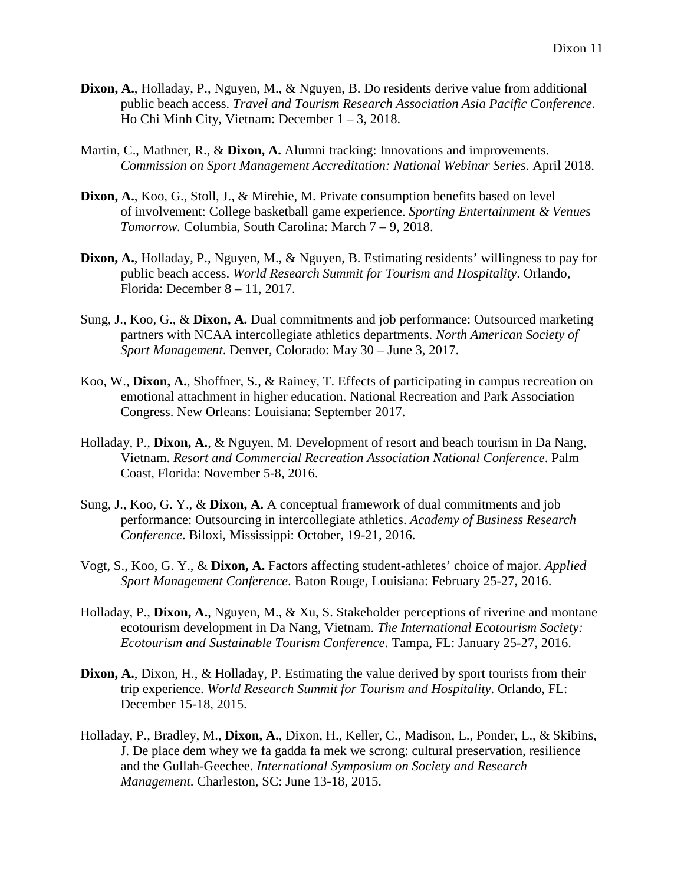**Dixon, A.**, Holladay, P., Nguyen, M., & Nguyen, B. Do residents derive value from additional public beach access. *Travel and Tourism Research Association Asia Pacific Conference*. Ho Chi Minh City, Vietnam: December 1 – 3, 2018.

Martin, C., Mathner, R., & **Dixon, A.** Alumni tracking: Innovations and improvements. *Commission on Sport Management Accreditation: National Webinar Series*. April 2018.

**Dixon, A.**, Koo, G., Stoll, J., & Mirehie, M. Private consumption benefits based on level of involvement: College basketball game experience. *Sporting Entertainment & Venues Tomorrow.* Columbia, South Carolina: March 7 – 9, 2018.

**Dixon, A.**, Holladay, P., Nguyen, M., & Nguyen, B. Estimating residents' willingness to pay for public beach access. *World Research Summit for Tourism and Hospitality*. Orlando, Florida: December 8 – 11, 2017.

Sung, J., Koo, G., & **Dixon, A.** Dual commitments and job performance: Outsourced marketing partners with NCAA intercollegiate athletics departments. *North American Society of Sport Management*. Denver, Colorado: May 30 – June 3, 2017.

Koo, W., **Dixon, A.**, Shoffner, S., & Rainey, T. Effects of participating in campus recreation on emotional attachment in higher education. National Recreation and Park Association Congress. New Orleans: Louisiana: September 2017.

Holladay, P., **Dixon, A.**, & Nguyen, M. Development of resort and beach tourism in Da Nang, Vietnam. *Resort and Commercial Recreation Association National Conference*. Palm Coast, Florida: November 5-8, 2016.

Sung, J., Koo, G. Y., & **Dixon, A.** A conceptual framework of dual commitments and job performance: Outsourcing in intercollegiate athletics. *Academy of Business Research Conference*. Biloxi, Mississippi: October, 19-21, 2016.

Vogt, S., Koo, G. Y., & **Dixon, A.** Factors affecting student-athletes' choice of major. *Applied Sport Management Conference*. Baton Rouge, Louisiana: February 25-27, 2016.

Holladay, P., **Dixon, A.**, Nguyen, M., & Xu, S. Stakeholder perceptions of riverine and montane ecotourism development in Da Nang, Vietnam. *The International Ecotourism Society: Ecotourism and Sustainable Tourism Conference*. Tampa, FL: January 25-27, 2016.

**Dixon, A.**, Dixon, H., & Holladay, P. Estimating the value derived by sport tourists from their trip experience. *World Research Summit for Tourism and Hospitality*. Orlando, FL: December 15-18, 2015.

Holladay, P., Bradley, M., **Dixon, A.**, Dixon, H., Keller, C., Madison, L., Ponder, L., & Skibins, J. De place dem whey we fa gadda fa mek we scrong: cultural preservation, resilience and the Gullah-Geechee. *International Symposium on Society and Research Management*. Charleston, SC: June 13-18, 2015.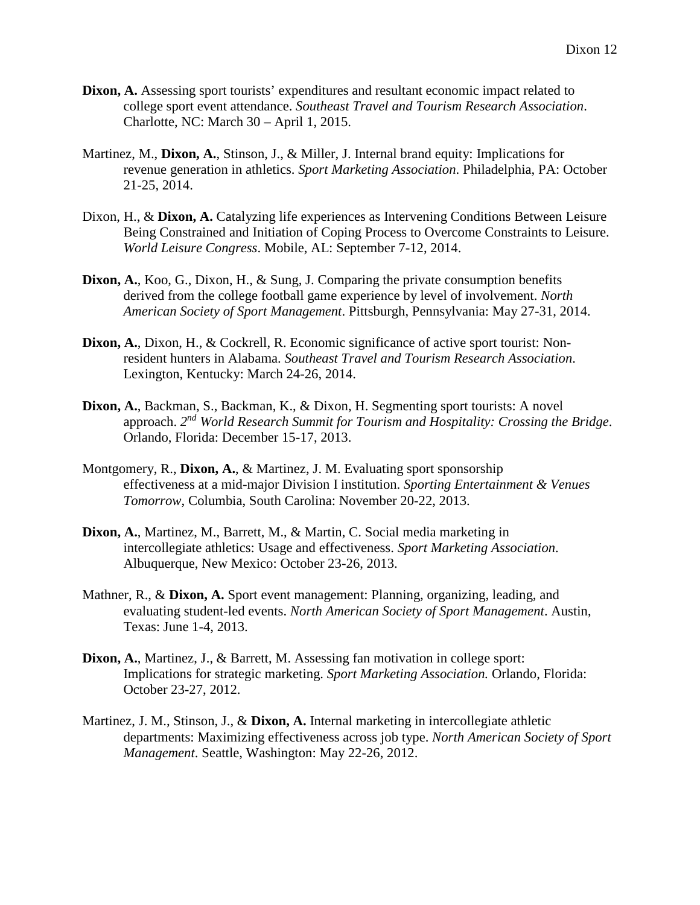**Dixon, A.** Assessing sport tourists' expenditures and resultant economic impact related to college sport event attendance. *Southeast Travel and Tourism Research Association*. Charlotte, NC: March 30 – April 1, 2015.

Martinez, M., **Dixon, A.**, Stinson, J., & Miller, J. Internal brand equity: Implications for revenue generation in athletics. *Sport Marketing Association.* Philadelphia, PA: October 21-25, 2014.

Dixon, H., & **Dixon, A.** Catalyzing life experiences as Intervening Conditions Between Leisure Being Constrained and Initiation of Coping Process to Overcome Constraints to Leisure. *World Leisure Congress*. Mobile, AL: September 7-12, 2014.

**Dixon, A.**, Koo, G., Dixon, H., & Sung, J. Comparing the private consumption benefits derived from the college football game experience by level of involvement. *North American Society of Sport Management*. Pittsburgh, Pennsylvania: May 27-31, 2014.

**Dixon, A.**, Dixon, H., & Cockrell, R. Economic significance of active sport tourist: Non-resident hunters in Alabama. *Southeast Travel and Tourism Research Association*. Lexington, Kentucky: March 24-26, 2014.

**Dixon, A.**, Backman, S., Backman, K., & Dixon, H. Segmenting sport tourists: A novel approach. *2nd World Research Summit for Tourism and Hospitality: Crossing the Bridge*. Orlando, Florida: December 15-17, 2013.

Montgomery, R., **Dixon, A.**, & Martinez, J. M. Evaluating sport sponsorship effectiveness at a mid-major Division I institution. *Sporting Entertainment & Venues Tomorrow*, Columbia, South Carolina: November 20-22, 2013.

**Dixon, A.**, Martinez, M., Barrett, M., & Martin, C. Social media marketing in intercollegiate athletics: Usage and effectiveness. *Sport Marketing Association*. Albuquerque, New Mexico: October 23-26, 2013.

Mathner, R., & **Dixon, A.** Sport event management: Planning, organizing, leading, and evaluating student-led events. *North American Society of Sport Management*. Austin, Texas: June 1-4, 2013.

**Dixon, A.**, Martinez, J., & Barrett, M. Assessing fan motivation in college sport: Implications for strategic marketing. *Sport Marketing Association.* Orlando, Florida: October 23-27, 2012.

Martinez, J. M., Stinson, J., & **Dixon, A.** Internal marketing in intercollegiate athletic departments: Maximizing effectiveness across job type. *North American Society of Sport Management*. Seattle, Washington: May 22-26, 2012.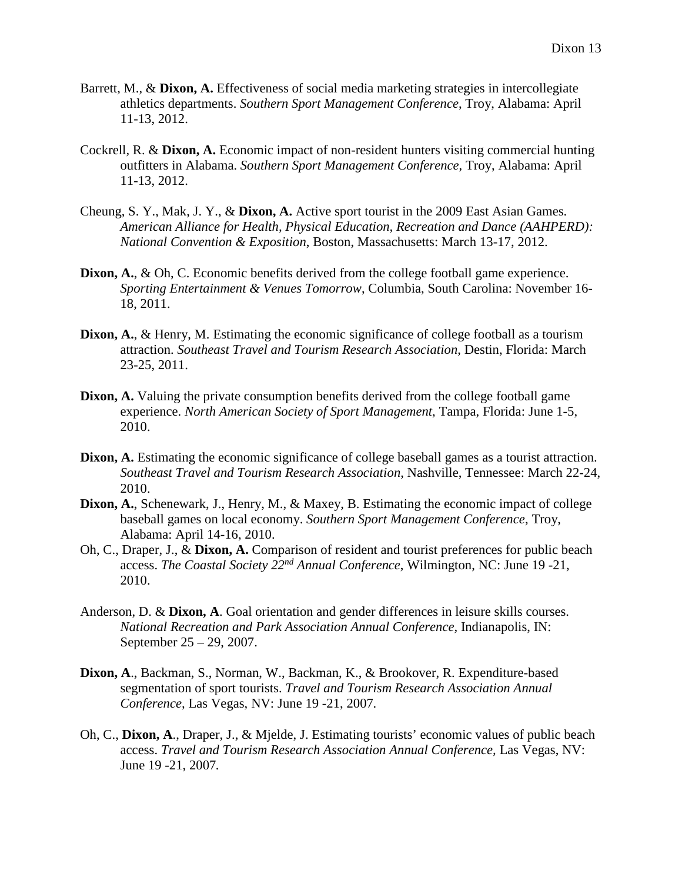Barrett, M., & **Dixon, A.** Effectiveness of social media marketing strategies in intercollegiate athletics departments. *Southern Sport Management Conference*, Troy, Alabama: April 11-13, 2012.

Cockrell, R. & **Dixon, A.** Economic impact of non-resident hunters visiting commercial hunting outfitters in Alabama. *Southern Sport Management Conference*, Troy, Alabama: April 11-13, 2012.

Cheung, S. Y., Mak, J. Y., & **Dixon, A.** Active sport tourist in the 2009 East Asian Games. *American Alliance for Health, Physical Education, Recreation and Dance (AAHPERD): National Convention & Exposition*, Boston, Massachusetts: March 13-17, 2012.

**Dixon, A.**, & Oh, C. Economic benefits derived from the college football game experience. *Sporting Entertainment & Venues Tomorrow*, Columbia, South Carolina: November 16-18, 2011.

**Dixon, A.**, & Henry, M. Estimating the economic significance of college football as a tourism attraction. *Southeast Travel and Tourism Research Association*, Destin, Florida: March 23-25, 2011.

**Dixon, A.** Valuing the private consumption benefits derived from the college football game experience. *North American Society of Sport Management*, Tampa, Florida: June 1-5, 2010.

**Dixon, A.** Estimating the economic significance of college baseball games as a tourist attraction. *Southeast Travel and Tourism Research Association*, Nashville, Tennessee: March 22-24, 2010.

**Dixon, A.**, Schenewark, J., Henry, M., & Maxey, B. Estimating the economic impact of college baseball games on local economy. *Southern Sport Management Conference*, Troy, Alabama: April 14-16, 2010.

Oh, C., Draper, J., & **Dixon, A.** Comparison of resident and tourist preferences for public beach access. *The Coastal Society 22nd Annual Conference*, Wilmington, NC: June 19 -21, 2010.

Anderson, D. & **Dixon, A**. Goal orientation and gender differences in leisure skills courses. *National Recreation and Park Association Annual Conference,* Indianapolis, IN: September 25 – 29, 2007.

**Dixon, A**., Backman, S., Norman, W., Backman, K., & Brookover, R. Expenditure-based segmentation of sport tourists. *Travel and Tourism Research Association Annual Conference*, Las Vegas, NV: June 19 -21, 2007.

Oh, C., **Dixon, A**., Draper, J., & Mjelde, J. Estimating tourists' economic values of public beach access. *Travel and Tourism Research Association Annual Conference*, Las Vegas, NV: June 19 -21, 2007.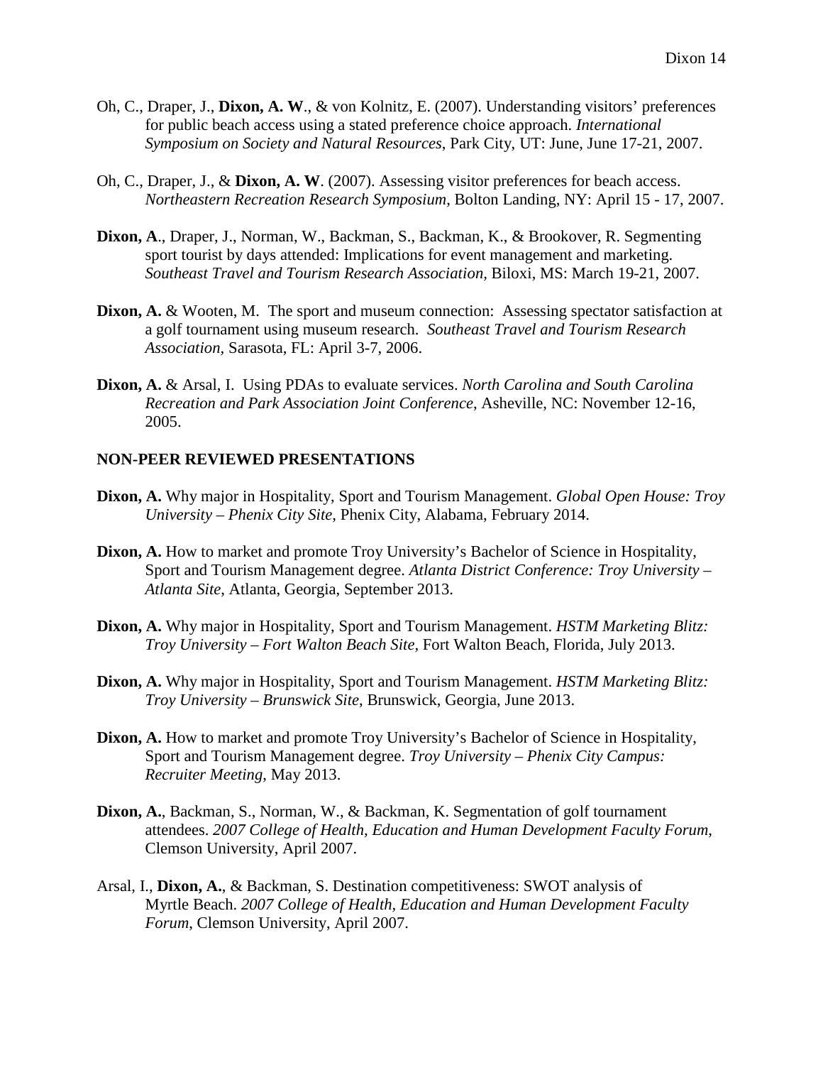Oh, C., Draper, J., **Dixon, A. W**., & von Kolnitz, E. (2007). Understanding visitors' preferences for public beach access using a stated preference choice approach. *International Symposium on Society and Natural Resources*, Park City, UT: June, June 17-21, 2007.

Oh, C., Draper, J., & **Dixon, A. W**. (2007). Assessing visitor preferences for beach access. *Northeastern Recreation Research Symposium*, Bolton Landing, NY: April 15 - 17, 2007.

**Dixon, A**., Draper, J., Norman, W., Backman, S., Backman, K., & Brookover, R. Segmenting sport tourist by days attended: Implications for event management and marketing. *Southeast Travel and Tourism Research Association*, Biloxi, MS: March 19-21, 2007.

**Dixon, A.** & Wooten, M. The sport and museum connection: Assessing spectator satisfaction at a golf tournament using museum research. *Southeast Travel and Tourism Research Association,* Sarasota, FL: April 3-7, 2006.

**Dixon, A.** & Arsal, I. Using PDAs to evaluate services. *North Carolina and South Carolina Recreation and Park Association Joint Conference*, Asheville, NC: November 12-16, 2005.

## NON-PEER REVIEWED PRESENTATIONS

**Dixon, A.** Why major in Hospitality, Sport and Tourism Management. *Global Open House: Troy University – Phenix City Site*, Phenix City, Alabama, February 2014.

**Dixon, A.** How to market and promote Troy University's Bachelor of Science in Hospitality, Sport and Tourism Management degree. *Atlanta District Conference: Troy University – Atlanta Site*, Atlanta, Georgia, September 2013.

**Dixon, A.** Why major in Hospitality, Sport and Tourism Management. *HSTM Marketing Blitz: Troy University – Fort Walton Beach Site*, Fort Walton Beach, Florida, July 2013.

**Dixon, A.** Why major in Hospitality, Sport and Tourism Management. *HSTM Marketing Blitz: Troy University – Brunswick Site*, Brunswick, Georgia, June 2013.

**Dixon, A.** How to market and promote Troy University's Bachelor of Science in Hospitality, Sport and Tourism Management degree. *Troy University – Phenix City Campus: Recruiter Meeting*, May 2013.

**Dixon, A.**, Backman, S., Norman, W., & Backman, K. Segmentation of golf tournament attendees. *2007 College of Health, Education and Human Development Faculty Forum*, Clemson University, April 2007.

Arsal, I., **Dixon, A.**, & Backman, S. Destination competitiveness: SWOT analysis of Myrtle Beach. *2007 College of Health, Education and Human Development Faculty Forum*, Clemson University, April 2007.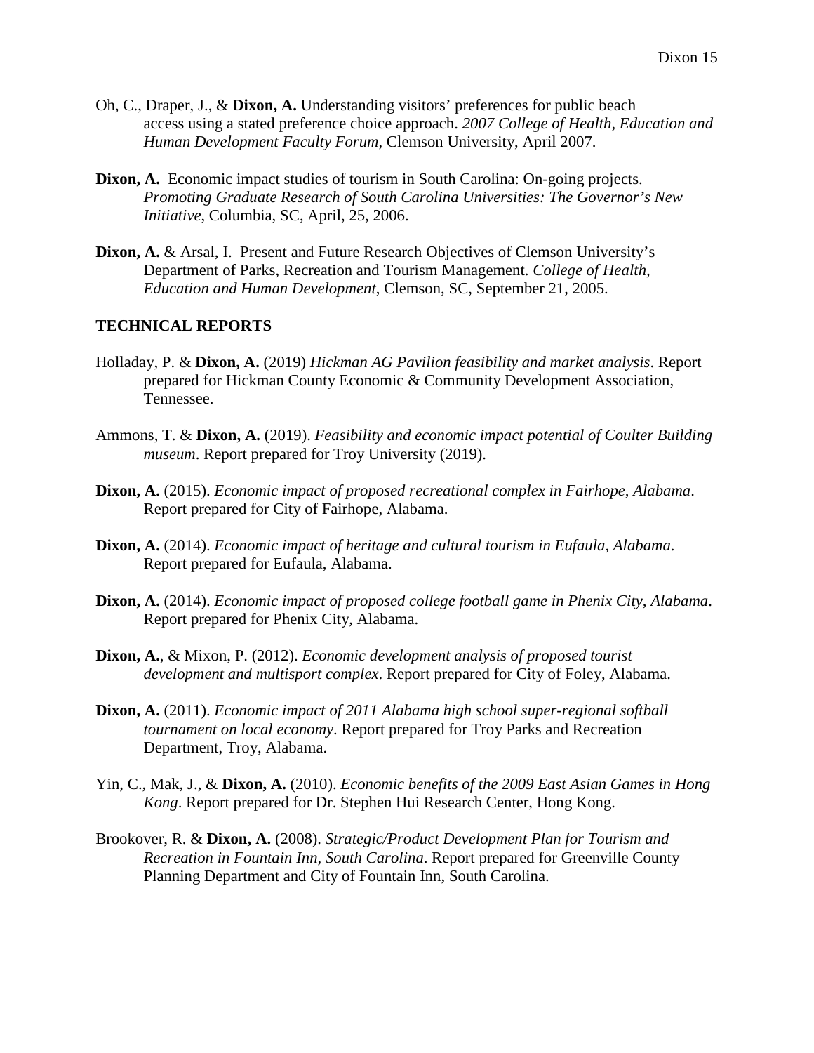Oh, C., Draper, J., & **Dixon, A.** Understanding visitors' preferences for public beach access using a stated preference choice approach. *2007 College of Health, Education and Human Development Faculty Forum*, Clemson University, April 2007.

**Dixon, A.** Economic impact studies of tourism in South Carolina: On-going projects. *Promoting Graduate Research of South Carolina Universities: The Governor's New Initiative*, Columbia, SC, April, 25, 2006.

**Dixon, A.** & Arsal, I. Present and Future Research Objectives of Clemson University's Department of Parks, Recreation and Tourism Management. *College of Health, Education and Human Development*, Clemson, SC, September 21, 2005.

## TECHNICAL REPORTS

Holladay, P. & **Dixon, A.** (2019) *Hickman AG Pavilion feasibility and market analysis*. Report prepared for Hickman County Economic & Community Development Association, Tennessee.

Ammons, T. & **Dixon, A.** (2019). *Feasibility and economic impact potential of Coulter Building museum*. Report prepared for Troy University (2019).

**Dixon, A.** (2015). *Economic impact of proposed recreational complex in Fairhope, Alabama*. Report prepared for City of Fairhope, Alabama.

**Dixon, A.** (2014). *Economic impact of heritage and cultural tourism in Eufaula, Alabama.* Report prepared for Eufaula, Alabama.

**Dixon, A.** (2014). *Economic impact of proposed college football game in Phenix City, Alabama*. Report prepared for Phenix City, Alabama.

**Dixon, A.**, & Mixon, P. (2012). *Economic development analysis of proposed tourist development and multisport complex*. Report prepared for City of Foley, Alabama.

**Dixon, A.** (2011). *Economic impact of 2011 Alabama high school super-regional softball tournament on local economy*. Report prepared for Troy Parks and Recreation Department, Troy, Alabama.

Yin, C., Mak, J., & **Dixon, A.** (2010). *Economic benefits of the 2009 East Asian Games in Hong Kong*. Report prepared for Dr. Stephen Hui Research Center, Hong Kong.

Brookover, R. & **Dixon, A.** (2008). *Strategic/Product Development Plan for Tourism and Recreation in Fountain Inn, South Carolina*. Report prepared for Greenville County Planning Department and City of Fountain Inn, South Carolina.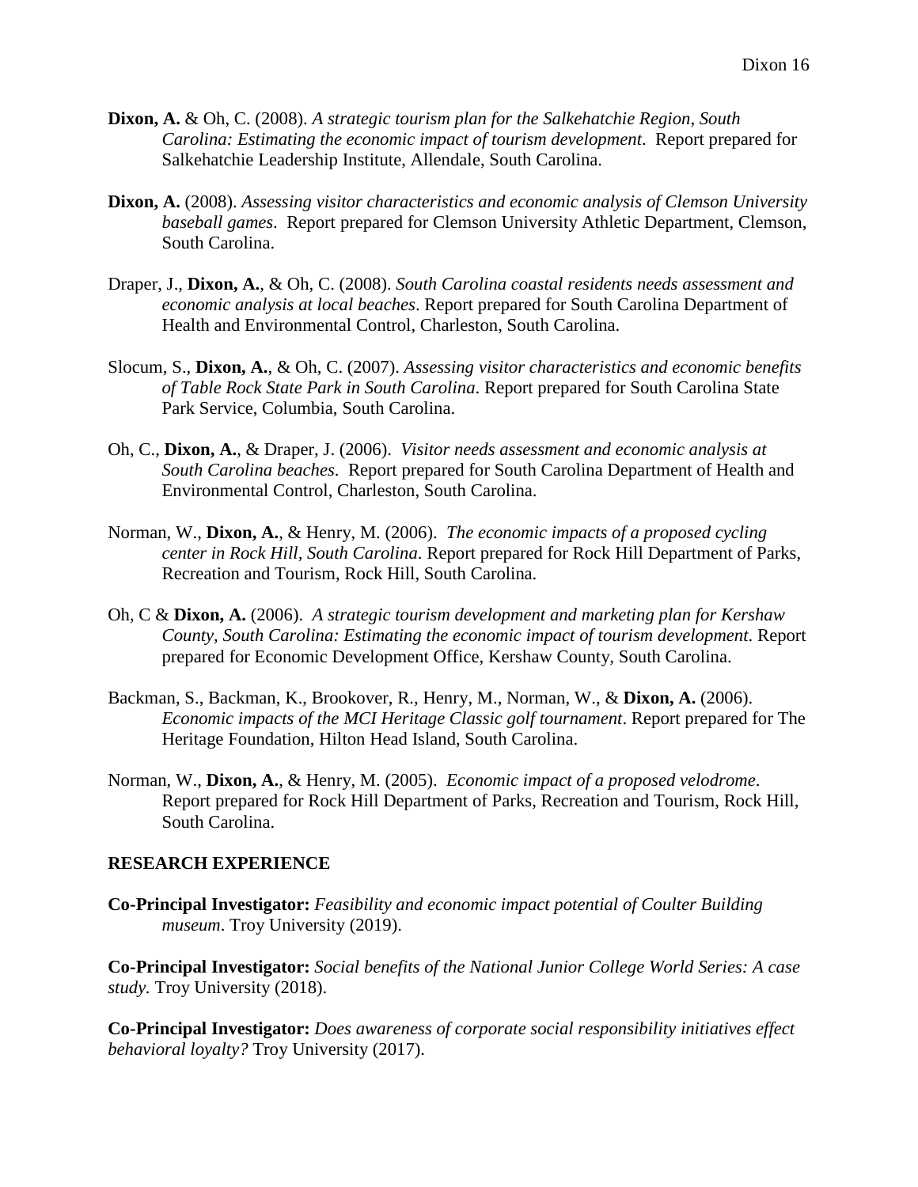**Dixon, A.** & Oh, C. (2008). *A strategic tourism plan for the Salkehatchie Region, South Carolina: Estimating the economic impact of tourism development*. Report prepared for Salkehatchie Leadership Institute, Allendale, South Carolina.

**Dixon, A.** (2008). *Assessing visitor characteristics and economic analysis of Clemson University baseball games*. Report prepared for Clemson University Athletic Department, Clemson, South Carolina.

Draper, J., **Dixon, A.**, & Oh, C. (2008). *South Carolina coastal residents needs assessment and economic analysis at local beaches*. Report prepared for South Carolina Department of Health and Environmental Control, Charleston, South Carolina.

Slocum, S., **Dixon, A.**, & Oh, C. (2007). *Assessing visitor characteristics and economic benefits of Table Rock State Park in South Carolina*. Report prepared for South Carolina State Park Service, Columbia, South Carolina.

Oh, C., **Dixon, A.**, & Draper, J. (2006). *Visitor needs assessment and economic analysis at South Carolina beaches*. Report prepared for South Carolina Department of Health and Environmental Control, Charleston, South Carolina.

Norman, W., **Dixon, A.**, & Henry, M. (2006). *The economic impacts of a proposed cycling center in Rock Hill, South Carolina*. Report prepared for Rock Hill Department of Parks, Recreation and Tourism, Rock Hill, South Carolina.

Oh, C & **Dixon, A.** (2006). *A strategic tourism development and marketing plan for Kershaw County, South Carolina: Estimating the economic impact of tourism development*. Report prepared for Economic Development Office, Kershaw County, South Carolina.

Backman, S., Backman, K., Brookover, R., Henry, M., Norman, W., & **Dixon, A.** (2006). *Economic impacts of the MCI Heritage Classic golf tournament*. Report prepared for The Heritage Foundation, Hilton Head Island, South Carolina.

Norman, W., **Dixon, A.**, & Henry, M. (2005). *Economic impact of a proposed velodrome*. Report prepared for Rock Hill Department of Parks, Recreation and Tourism, Rock Hill, South Carolina.

## RESEARCH EXPERIENCE

**Co-Principal Investigator:** *Feasibility and economic impact potential of Coulter Building museum*. Troy University (2019).

**Co-Principal Investigator:** *Social benefits of the National Junior College World Series: A case study.* Troy University (2018).

**Co-Principal Investigator:** *Does awareness of corporate social responsibility initiatives effect behavioral loyalty?* Troy University (2017).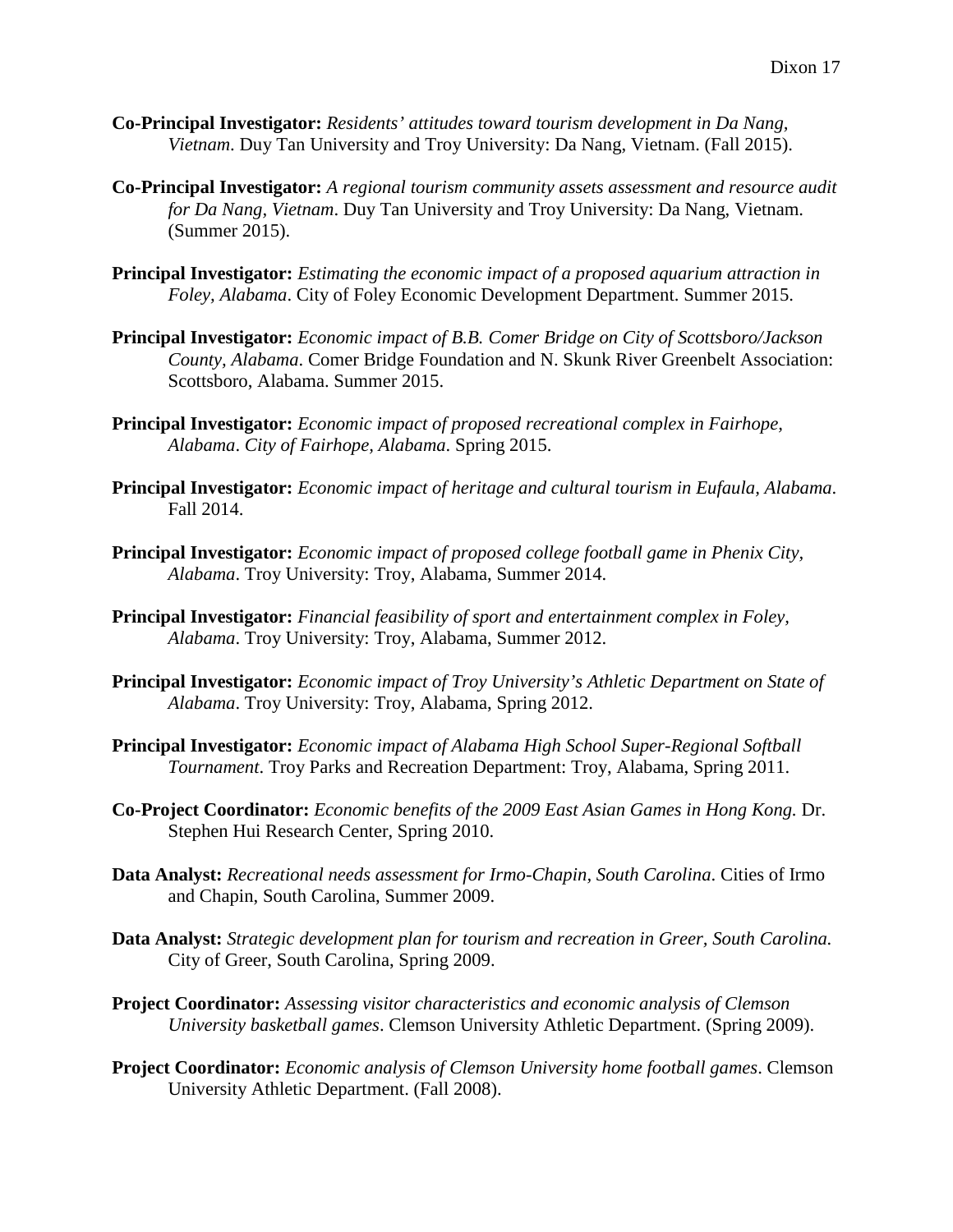**Co-Principal Investigator:** *Residents' attitudes toward tourism development in Da Nang, Vietnam*. Duy Tan University and Troy University: Da Nang, Vietnam. (Fall 2015).

**Co-Principal Investigator:** *A regional tourism community assets assessment and resource audit for Da Nang, Vietnam*. Duy Tan University and Troy University: Da Nang, Vietnam. (Summer 2015).

**Principal Investigator:** *Estimating the economic impact of a proposed aquarium attraction in Foley, Alabama*. City of Foley Economic Development Department. Summer 2015.

**Principal Investigator:** *Economic impact of B.B. Comer Bridge on City of Scottsboro/Jackson County, Alabama*. Comer Bridge Foundation and N. Skunk River Greenbelt Association: Scottsboro, Alabama. Summer 2015.

**Principal Investigator:** *Economic impact of proposed recreational complex in Fairhope, Alabama*. *City of Fairhope, Alabama*. Spring 2015.

**Principal Investigator:** *Economic impact of heritage and cultural tourism in Eufaula, Alabama*. Fall 2014.

**Principal Investigator:** *Economic impact of proposed college football game in Phenix City, Alabama*. Troy University: Troy, Alabama, Summer 2014.

**Principal Investigator:** *Financial feasibility of sport and entertainment complex in Foley, Alabama*. Troy University: Troy, Alabama, Summer 2012.

**Principal Investigator:** *Economic impact of Troy University's Athletic Department on State of Alabama*. Troy University: Troy, Alabama, Spring 2012.

**Principal Investigator:** *Economic impact of Alabama High School Super-Regional Softball Tournament*. Troy Parks and Recreation Department: Troy, Alabama, Spring 2011.

**Co-Project Coordinator:** *Economic benefits of the 2009 East Asian Games in Hong Kong.* Dr. Stephen Hui Research Center, Spring 2010.

**Data Analyst:** *Recreational needs assessment for Irmo-Chapin, South Carolina*. Cities of Irmo and Chapin, South Carolina, Summer 2009.

**Data Analyst:** *Strategic development plan for tourism and recreation in Greer, South Carolina.* City of Greer, South Carolina, Spring 2009.

**Project Coordinator:** *Assessing visitor characteristics and economic analysis of Clemson University basketball games*. Clemson University Athletic Department. (Spring 2009).

**Project Coordinator:** *Economic analysis of Clemson University home football games*. Clemson University Athletic Department. (Fall 2008).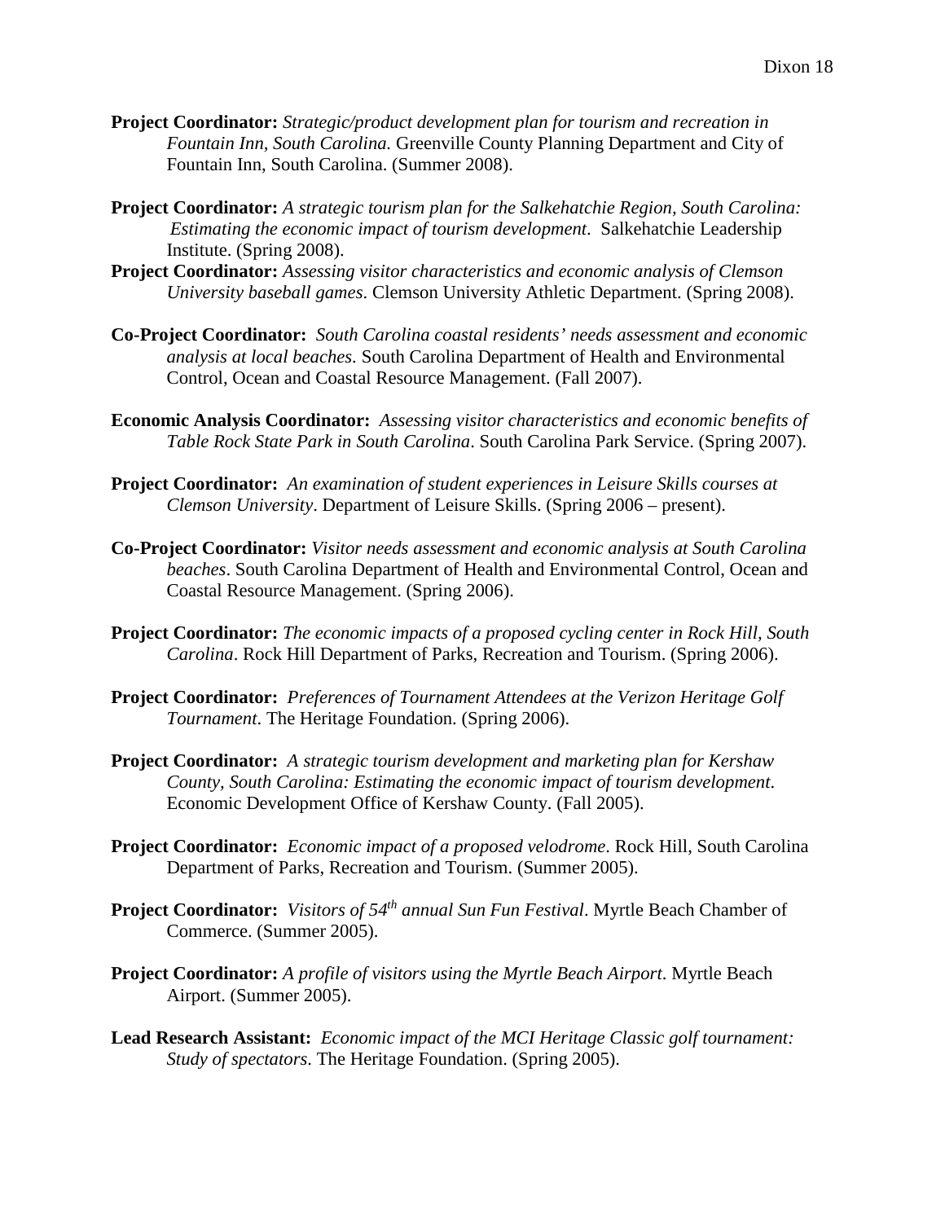**Project Coordinator:** *Strategic/product development plan for tourism and recreation in Fountain Inn, South Carolina.* Greenville County Planning Department and City of Fountain Inn, South Carolina. (Summer 2008).

**Project Coordinator:** *A strategic tourism plan for the Salkehatchie Region, South Carolina: Estimating the economic impact of tourism development*. Salkehatchie Leadership Institute. (Spring 2008).

**Project Coordinator:** *Assessing visitor characteristics and economic analysis of Clemson University baseball games*. Clemson University Athletic Department. (Spring 2008).

**Co-Project Coordinator:** *South Carolina coastal residents' needs assessment and economic analysis at local beaches*. South Carolina Department of Health and Environmental Control, Ocean and Coastal Resource Management. (Fall 2007).

**Economic Analysis Coordinator:** *Assessing visitor characteristics and economic benefits of Table Rock State Park in South Carolina*. South Carolina Park Service. (Spring 2007).

**Project Coordinator:** *An examination of student experiences in Leisure Skills courses at Clemson University*. Department of Leisure Skills. (Spring 2006 – present).

**Co-Project Coordinator:** *Visitor needs assessment and economic analysis at South Carolina beaches*. South Carolina Department of Health and Environmental Control, Ocean and Coastal Resource Management. (Spring 2006).

**Project Coordinator:** *The economic impacts of a proposed cycling center in Rock Hill, South Carolina*. Rock Hill Department of Parks, Recreation and Tourism. (Spring 2006).

**Project Coordinator:** *Preferences of Tournament Attendees at the Verizon Heritage Golf Tournament*. The Heritage Foundation. (Spring 2006).

**Project Coordinator:** *A strategic tourism development and marketing plan for Kershaw County, South Carolina: Estimating the economic impact of tourism development*. Economic Development Office of Kershaw County. (Fall 2005).

**Project Coordinator:** *Economic impact of a proposed velodrome*. Rock Hill, South Carolina Department of Parks, Recreation and Tourism. (Summer 2005).

**Project Coordinator:** *Visitors of 54th annual Sun Fun Festival*. Myrtle Beach Chamber of Commerce. (Summer 2005).

**Project Coordinator:** *A profile of visitors using the Myrtle Beach Airport*. Myrtle Beach Airport. (Summer 2005).

**Lead Research Assistant:** *Economic impact of the MCI Heritage Classic golf tournament: Study of spectators*. The Heritage Foundation. (Spring 2005).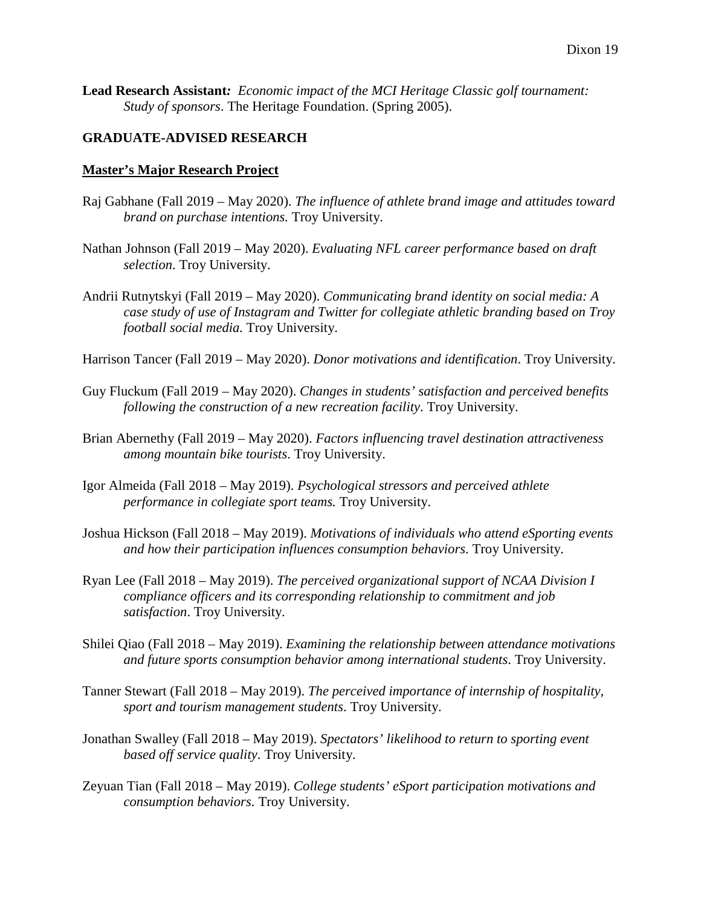**Lead Research Assistant***:* *Economic impact of the MCI Heritage Classic golf tournament: Study of sponsors*. The Heritage Foundation. (Spring 2005).

## GRADUATE-ADVISED RESEARCH

### <u>Master's Major Research Project</u>

Raj Gabhane (Fall 2019 – May 2020). *The influence of athlete brand image and attitudes toward brand on purchase intentions.* Troy University.

Nathan Johnson (Fall 2019 – May 2020). *Evaluating NFL career performance based on draft selection*. Troy University.

Andrii Rutnytskyi (Fall 2019 – May 2020). *Communicating brand identity on social media: A case study of use of Instagram and Twitter for collegiate athletic branding based on Troy football social media.* Troy University.

Harrison Tancer (Fall 2019 – May 2020). *Donor motivations and identification*. Troy University.

Guy Fluckum (Fall 2019 – May 2020). *Changes in students' satisfaction and perceived benefits following the construction of a new recreation facility*. Troy University.

Brian Abernethy (Fall 2019 – May 2020). *Factors influencing travel destination attractiveness among mountain bike tourists*. Troy University.

Igor Almeida (Fall 2018 – May 2019). *Psychological stressors and perceived athlete performance in collegiate sport teams.* Troy University.

Joshua Hickson (Fall 2018 – May 2019). *Motivations of individuals who attend eSporting events and how their participation influences consumption behaviors*. Troy University.

Ryan Lee (Fall 2018 – May 2019). *The perceived organizational support of NCAA Division I compliance officers and its corresponding relationship to commitment and job satisfaction*. Troy University.

Shilei Qiao (Fall 2018 – May 2019). *Examining the relationship between attendance motivations and future sports consumption behavior among international students*. Troy University.

Tanner Stewart (Fall 2018 – May 2019). *The perceived importance of internship of hospitality, sport and tourism management students*. Troy University.

Jonathan Swalley (Fall 2018 – May 2019). *Spectators' likelihood to return to sporting event based off service quality*. Troy University.

Zeyuan Tian (Fall 2018 – May 2019). *College students' eSport participation motivations and consumption behaviors*. Troy University.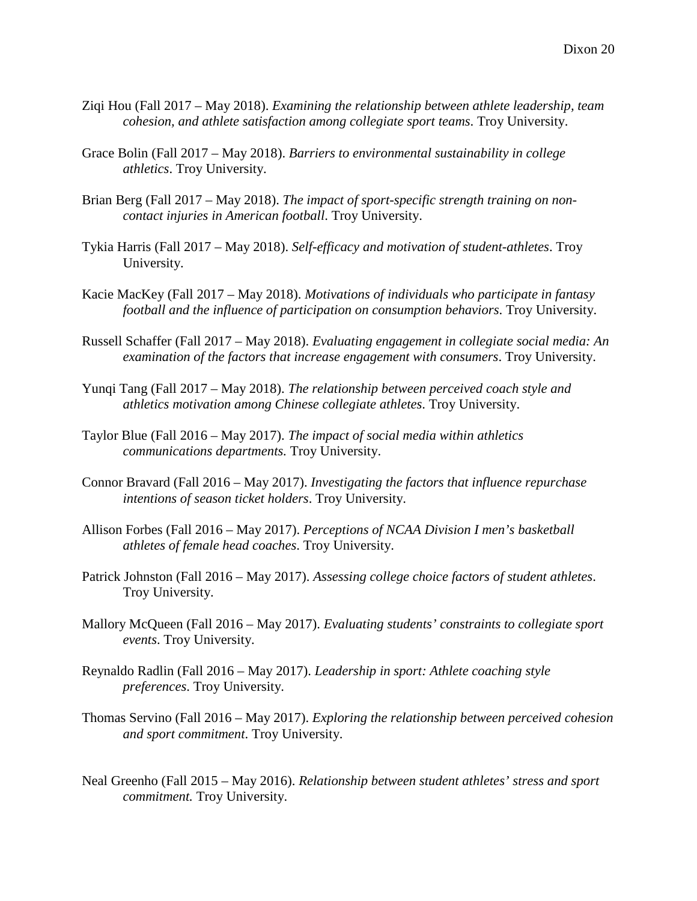Ziqi Hou (Fall 2017 – May 2018). *Examining the relationship between athlete leadership, team cohesion, and athlete satisfaction among collegiate sport teams*. Troy University.

Grace Bolin (Fall 2017 – May 2018). *Barriers to environmental sustainability in college athletics*. Troy University.

Brian Berg (Fall 2017 – May 2018). *The impact of sport-specific strength training on non-contact injuries in American football*. Troy University.

Tykia Harris (Fall 2017 – May 2018). *Self-efficacy and motivation of student-athletes*. Troy University.

Kacie MacKey (Fall 2017 – May 2018). *Motivations of individuals who participate in fantasy football and the influence of participation on consumption behaviors*. Troy University.

Russell Schaffer (Fall 2017 – May 2018). *Evaluating engagement in collegiate social media: An examination of the factors that increase engagement with consumers*. Troy University.

Yunqi Tang (Fall 2017 – May 2018). *The relationship between perceived coach style and athletics motivation among Chinese collegiate athletes*. Troy University.

Taylor Blue (Fall 2016 – May 2017). *The impact of social media within athletics communications departments.* Troy University.

Connor Bravard (Fall 2016 – May 2017). *Investigating the factors that influence repurchase intentions of season ticket holders*. Troy University.

Allison Forbes (Fall 2016 – May 2017). *Perceptions of NCAA Division I men's basketball athletes of female head coaches*. Troy University.

Patrick Johnston (Fall 2016 – May 2017). *Assessing college choice factors of student athletes*. Troy University.

Mallory McQueen (Fall 2016 – May 2017). *Evaluating students' constraints to collegiate sport events*. Troy University.

Reynaldo Radlin (Fall 2016 – May 2017). *Leadership in sport: Athlete coaching style preferences*. Troy University.

Thomas Servino (Fall 2016 – May 2017). *Exploring the relationship between perceived cohesion and sport commitment*. Troy University.

Neal Greenho (Fall 2015 – May 2016). *Relationship between student athletes' stress and sport commitment.* Troy University.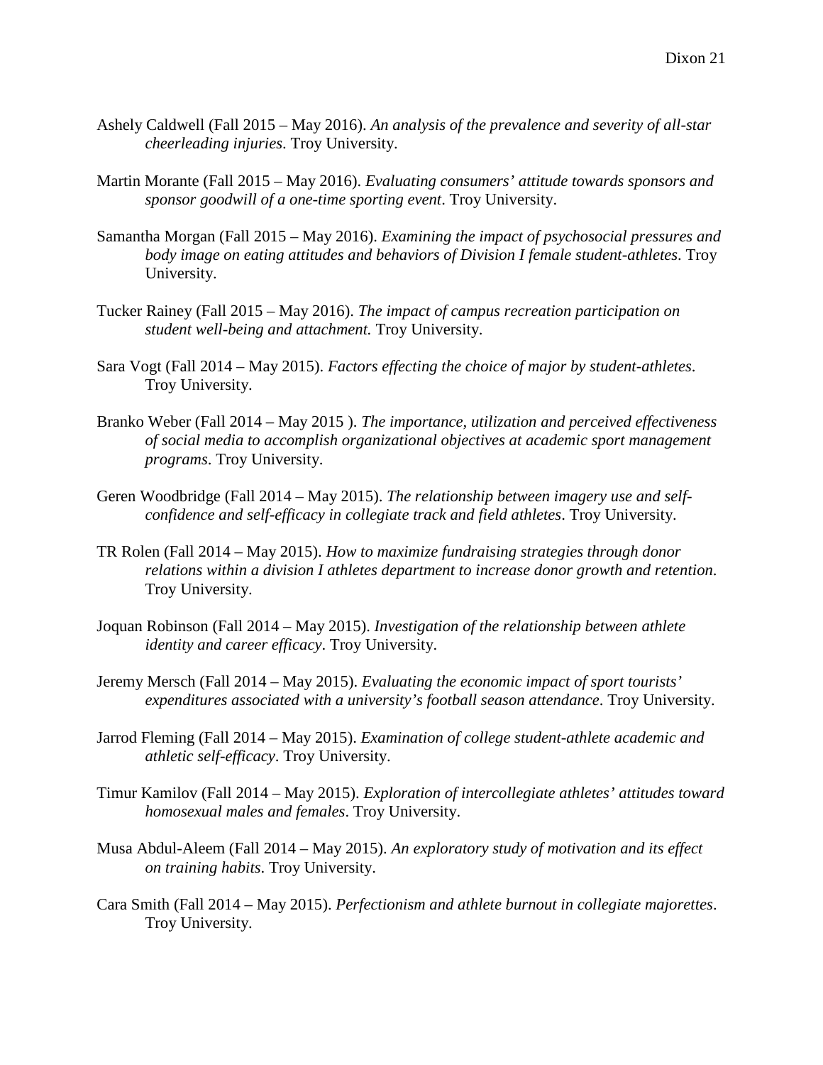Ashely Caldwell (Fall 2015 – May 2016). *An analysis of the prevalence and severity of all-star cheerleading injuries*. Troy University.

Martin Morante (Fall 2015 – May 2016). *Evaluating consumers' attitude towards sponsors and sponsor goodwill of a one-time sporting event*. Troy University.

Samantha Morgan (Fall 2015 – May 2016). *Examining the impact of psychosocial pressures and body image on eating attitudes and behaviors of Division I female student-athletes*. Troy University.

Tucker Rainey (Fall 2015 – May 2016). *The impact of campus recreation participation on student well-being and attachment.* Troy University.

Sara Vogt (Fall 2014 – May 2015). *Factors effecting the choice of major by student-athletes*. Troy University.

Branko Weber (Fall 2014 – May 2015 ). *The importance, utilization and perceived effectiveness of social media to accomplish organizational objectives at academic sport management programs*. Troy University.

Geren Woodbridge (Fall 2014 – May 2015). *The relationship between imagery use and self-confidence and self-efficacy in collegiate track and field athletes*. Troy University.

TR Rolen (Fall 2014 – May 2015). *How to maximize fundraising strategies through donor relations within a division I athletes department to increase donor growth and retention*. Troy University.

Joquan Robinson (Fall 2014 – May 2015). *Investigation of the relationship between athlete identity and career efficacy*. Troy University.

Jeremy Mersch (Fall 2014 – May 2015). *Evaluating the economic impact of sport tourists' expenditures associated with a university's football season attendance*. Troy University.

Jarrod Fleming (Fall 2014 – May 2015). *Examination of college student-athlete academic and athletic self-efficacy*. Troy University.

Timur Kamilov (Fall 2014 – May 2015). *Exploration of intercollegiate athletes' attitudes toward homosexual males and females*. Troy University.

Musa Abdul-Aleem (Fall 2014 – May 2015). *An exploratory study of motivation and its effect on training habits*. Troy University.

Cara Smith (Fall 2014 – May 2015). *Perfectionism and athlete burnout in collegiate majorettes*. Troy University.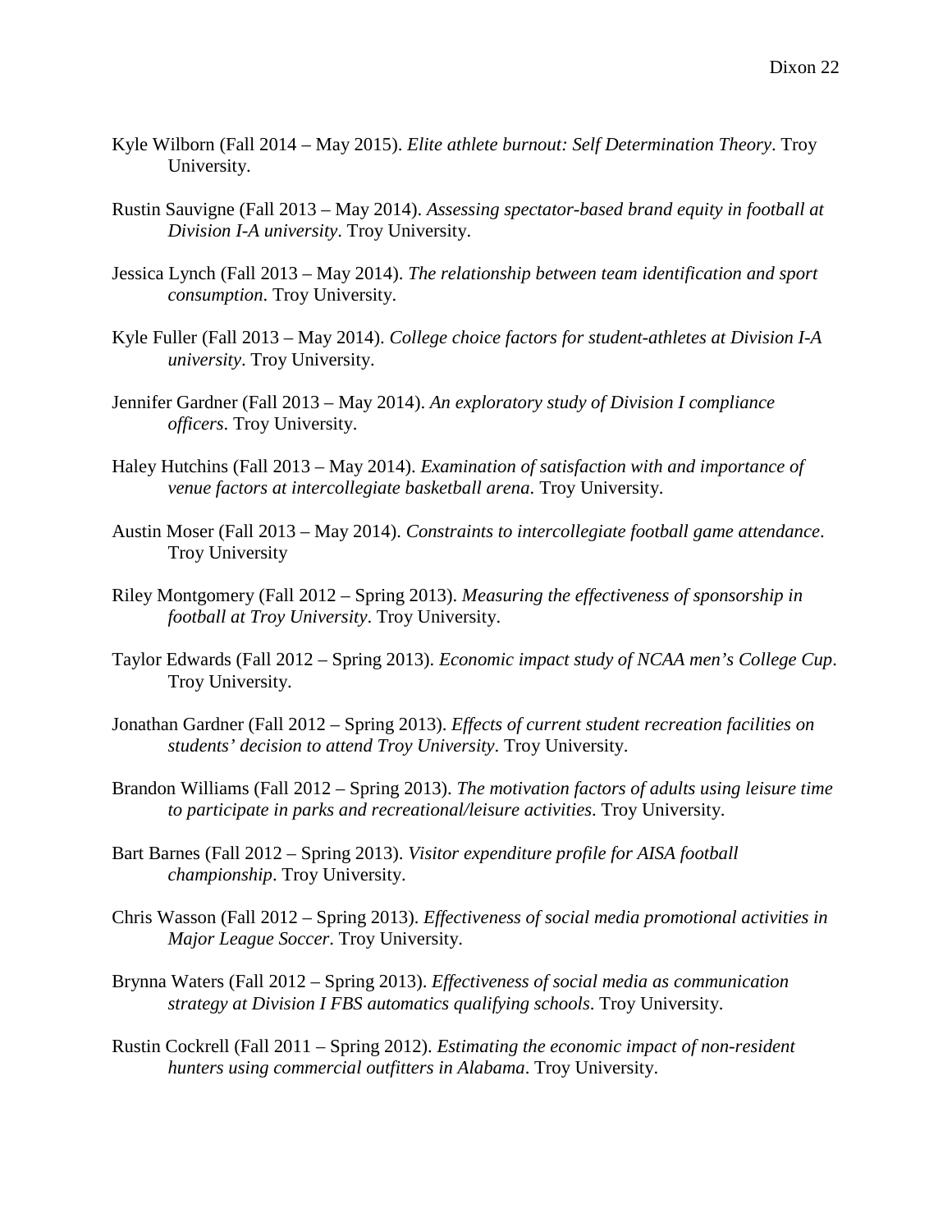Kyle Wilborn (Fall 2014 – May 2015). *Elite athlete burnout: Self Determination Theory*. Troy University.

Rustin Sauvigne (Fall 2013 – May 2014). *Assessing spectator-based brand equity in football at Division I-A university*. Troy University.

Jessica Lynch (Fall 2013 – May 2014). *The relationship between team identification and sport consumption*. Troy University.

Kyle Fuller (Fall 2013 – May 2014). *College choice factors for student-athletes at Division I-A university*. Troy University.

Jennifer Gardner (Fall 2013 – May 2014). *An exploratory study of Division I compliance officers*. Troy University.

Haley Hutchins (Fall 2013 – May 2014). *Examination of satisfaction with and importance of venue factors at intercollegiate basketball arena*. Troy University.

Austin Moser (Fall 2013 – May 2014). *Constraints to intercollegiate football game attendance*. Troy University

Riley Montgomery (Fall 2012 – Spring 2013). *Measuring the effectiveness of sponsorship in football at Troy University*. Troy University.

Taylor Edwards (Fall 2012 – Spring 2013). *Economic impact study of NCAA men's College Cup*. Troy University.

Jonathan Gardner (Fall 2012 – Spring 2013). *Effects of current student recreation facilities on students' decision to attend Troy University*. Troy University.

Brandon Williams (Fall 2012 – Spring 2013). *The motivation factors of adults using leisure time to participate in parks and recreational/leisure activities*. Troy University.

Bart Barnes (Fall 2012 – Spring 2013). *Visitor expenditure profile for AISA football championship*. Troy University.

Chris Wasson (Fall 2012 – Spring 2013). *Effectiveness of social media promotional activities in Major League Soccer*. Troy University.

Brynna Waters (Fall 2012 – Spring 2013). *Effectiveness of social media as communication strategy at Division I FBS automatics qualifying schools*. Troy University.

Rustin Cockrell (Fall 2011 – Spring 2012). *Estimating the economic impact of non-resident hunters using commercial outfitters in Alabama*. Troy University.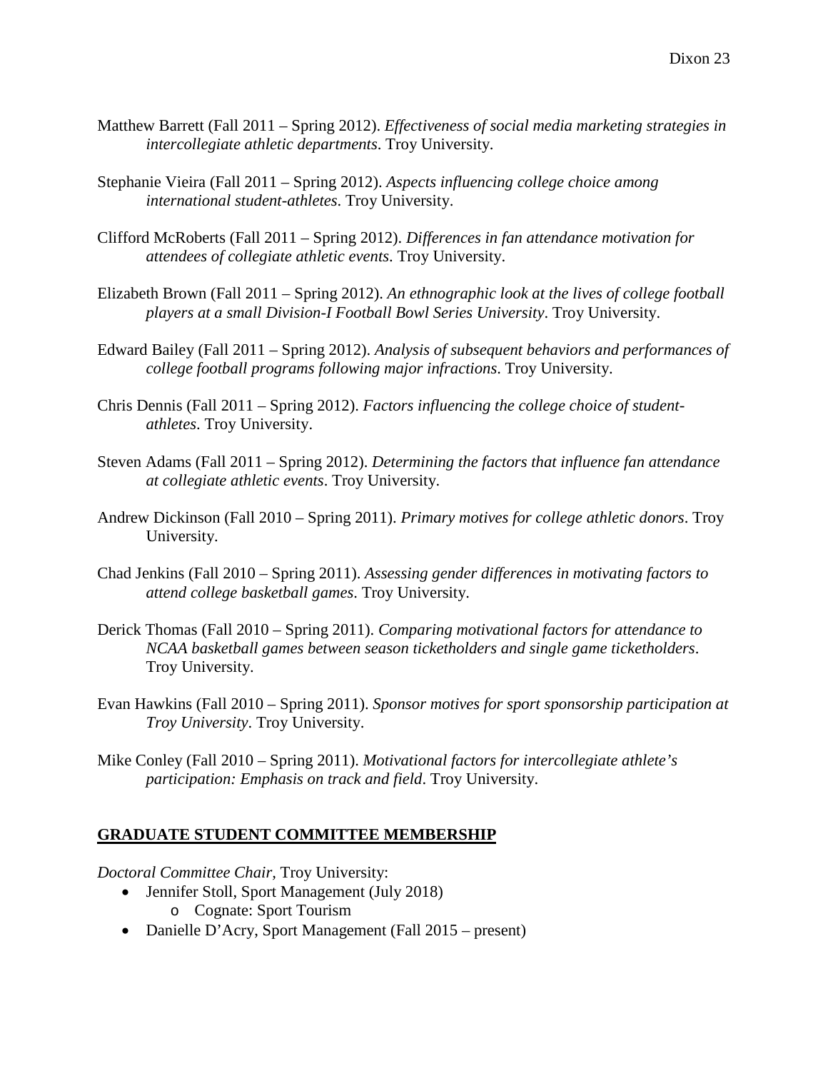Matthew Barrett (Fall 2011 – Spring 2012). *Effectiveness of social media marketing strategies in intercollegiate athletic departments*. Troy University.

Stephanie Vieira (Fall 2011 – Spring 2012). *Aspects influencing college choice among international student-athletes*. Troy University.

Clifford McRoberts (Fall 2011 – Spring 2012). *Differences in fan attendance motivation for attendees of collegiate athletic events*. Troy University.

Elizabeth Brown (Fall 2011 – Spring 2012). *An ethnographic look at the lives of college football players at a small Division-I Football Bowl Series University*. Troy University.

Edward Bailey (Fall 2011 – Spring 2012). *Analysis of subsequent behaviors and performances of college football programs following major infractions*. Troy University.

Chris Dennis (Fall 2011 – Spring 2012). *Factors influencing the college choice of student-athletes*. Troy University.

Steven Adams (Fall 2011 – Spring 2012). *Determining the factors that influence fan attendance at collegiate athletic events*. Troy University.

Andrew Dickinson (Fall 2010 – Spring 2011). *Primary motives for college athletic donors*. Troy University.

Chad Jenkins (Fall 2010 – Spring 2011). *Assessing gender differences in motivating factors to attend college basketball games*. Troy University.

Derick Thomas (Fall 2010 – Spring 2011). *Comparing motivational factors for attendance to NCAA basketball games between season ticketholders and single game ticketholders*. Troy University.

Evan Hawkins (Fall 2010 – Spring 2011). *Sponsor motives for sport sponsorship participation at Troy University*. Troy University.

Mike Conley (Fall 2010 – Spring 2011). *Motivational factors for intercollegiate athlete's participation: Emphasis on track and field*. Troy University.

## GRADUATE STUDENT COMMITTEE MEMBERSHIP

*Doctoral Committee Chair,* Troy University:

- Jennifer Stoll, Sport Management (July 2018)
    - Cognate: Sport Tourism
- Danielle D'Acry, Sport Management (Fall 2015 – present)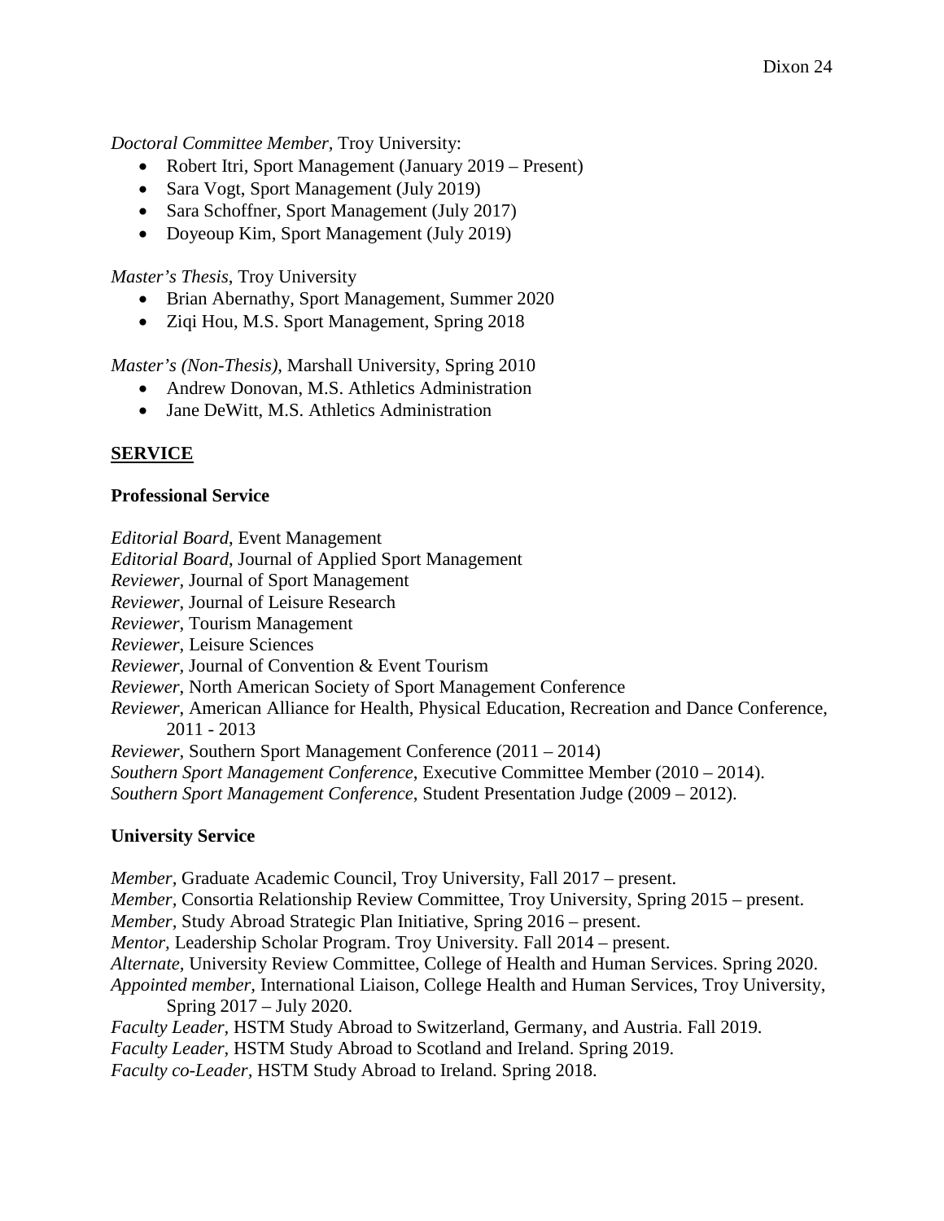*Doctoral Committee Member*, Troy University:

- Robert Itri, Sport Management (January 2019 – Present)
- Sara Vogt, Sport Management (July 2019)
- Sara Schoffner, Sport Management (July 2017)
- Doyeoup Kim, Sport Management (July 2019)

*Master's Thesis*, Troy University

- Brian Abernathy, Sport Management, Summer 2020
- Ziqi Hou, M.S. Sport Management, Spring 2018

*Master's (Non-Thesis)*, Marshall University, Spring 2010

- Andrew Donovan, M.S. Athletics Administration
- Jane DeWitt, M.S. Athletics Administration

## SERVICE

### Professional Service

*Editorial Board*, Event Management
*Editorial Board*, Journal of Applied Sport Management
*Reviewer*, Journal of Sport Management
*Reviewer*, Journal of Leisure Research
*Reviewer*, Tourism Management
*Reviewer*, Leisure Sciences
*Reviewer*, Journal of Convention & Event Tourism
*Reviewer*, North American Society of Sport Management Conference
*Reviewer*, American Alliance for Health, Physical Education, Recreation and Dance Conference, 2011 - 2013
*Reviewer*, Southern Sport Management Conference (2011 – 2014)
*Southern Sport Management Conference*, Executive Committee Member (2010 – 2014).
*Southern Sport Management Conference*, Student Presentation Judge (2009 – 2012).

### University Service

*Member*, Graduate Academic Council, Troy University, Fall 2017 – present.
*Member*, Consortia Relationship Review Committee, Troy University, Spring 2015 – present.
*Member*, Study Abroad Strategic Plan Initiative, Spring 2016 – present.
*Mentor*, Leadership Scholar Program. Troy University. Fall 2014 – present.
*Alternate*, University Review Committee, College of Health and Human Services. Spring 2020.
*Appointed member*, International Liaison, College Health and Human Services, Troy University, Spring 2017 – July 2020.
*Faculty Leader*, HSTM Study Abroad to Switzerland, Germany, and Austria. Fall 2019.
*Faculty Leader*, HSTM Study Abroad to Scotland and Ireland. Spring 2019.
*Faculty co-Leader*, HSTM Study Abroad to Ireland. Spring 2018.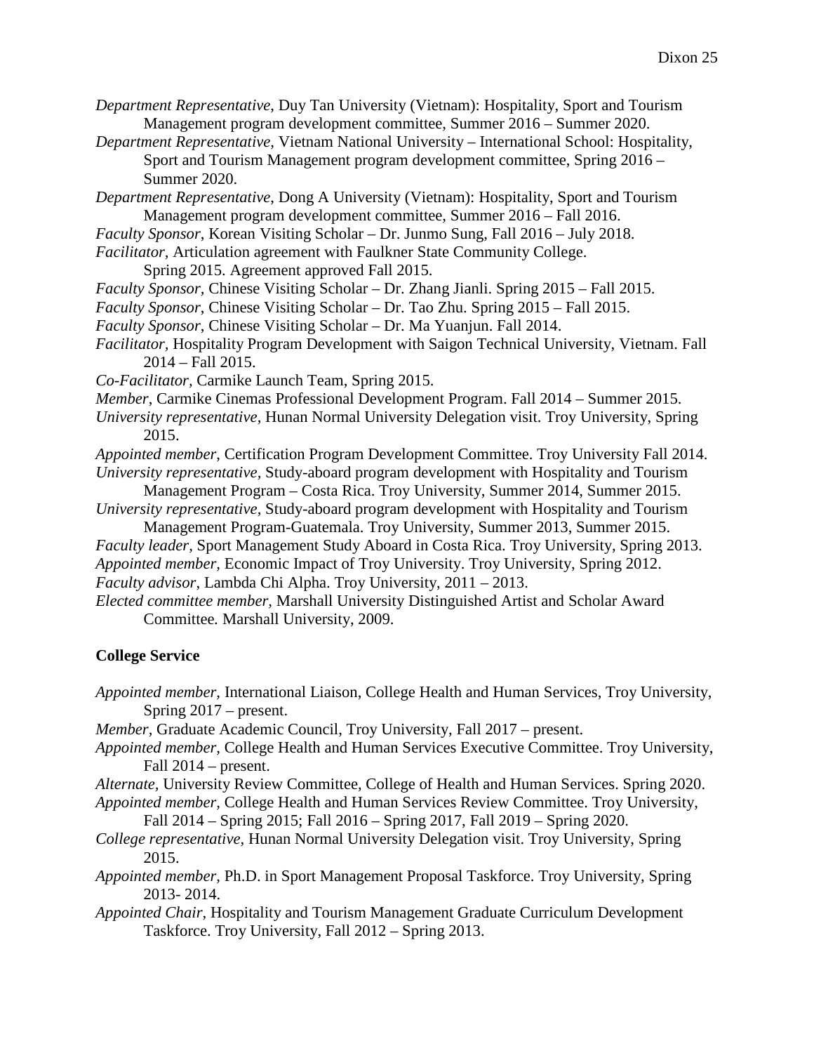*Department Representative*, Duy Tan University (Vietnam): Hospitality, Sport and Tourism Management program development committee, Summer 2016 – Summer 2020.

*Department Representative*, Vietnam National University – International School: Hospitality, Sport and Tourism Management program development committee, Spring 2016 – Summer 2020.

*Department Representative*, Dong A University (Vietnam): Hospitality, Sport and Tourism Management program development committee, Summer 2016 – Fall 2016.

*Faculty Sponsor*, Korean Visiting Scholar – Dr. Junmo Sung, Fall 2016 – July 2018.

*Facilitator,* Articulation agreement with Faulkner State Community College. Spring 2015. Agreement approved Fall 2015.

*Faculty Sponsor*, Chinese Visiting Scholar – Dr. Zhang Jianli. Spring 2015 – Fall 2015.

*Faculty Sponsor*, Chinese Visiting Scholar – Dr. Tao Zhu. Spring 2015 – Fall 2015.

*Faculty Sponsor*, Chinese Visiting Scholar – Dr. Ma Yuanjun. Fall 2014.

*Facilitator,* Hospitality Program Development with Saigon Technical University, Vietnam. Fall 2014 – Fall 2015.

*Co-Facilitator,* Carmike Launch Team, Spring 2015.

*Member*, Carmike Cinemas Professional Development Program. Fall 2014 – Summer 2015.

*University representative*, Hunan Normal University Delegation visit. Troy University, Spring 2015.

*Appointed member*, Certification Program Development Committee. Troy University Fall 2014.

*University representative*, Study-aboard program development with Hospitality and Tourism Management Program – Costa Rica. Troy University, Summer 2014, Summer 2015.

*University representative*, Study-aboard program development with Hospitality and Tourism Management Program-Guatemala. Troy University, Summer 2013, Summer 2015.

*Faculty leader,* Sport Management Study Aboard in Costa Rica. Troy University, Spring 2013.

*Appointed member,* Economic Impact of Troy University. Troy University, Spring 2012.

*Faculty advisor*, Lambda Chi Alpha. Troy University, 2011 – 2013.

*Elected committee member,* Marshall University Distinguished Artist and Scholar Award Committee*.* Marshall University, 2009.

**College Service**

*Appointed member,* International Liaison, College Health and Human Services, Troy University, Spring 2017 – present.

*Member*, Graduate Academic Council, Troy University, Fall 2017 – present.

*Appointed member,* College Health and Human Services Executive Committee. Troy University, Fall 2014 – present.

*Alternate,* University Review Committee, College of Health and Human Services. Spring 2020.

*Appointed member,* College Health and Human Services Review Committee. Troy University, Fall 2014 – Spring 2015; Fall 2016 – Spring 2017, Fall 2019 – Spring 2020.

*College representative,* Hunan Normal University Delegation visit. Troy University, Spring 2015.

*Appointed member,* Ph.D. in Sport Management Proposal Taskforce. Troy University, Spring 2013- 2014.

*Appointed Chair*, Hospitality and Tourism Management Graduate Curriculum Development Taskforce. Troy University, Fall 2012 – Spring 2013.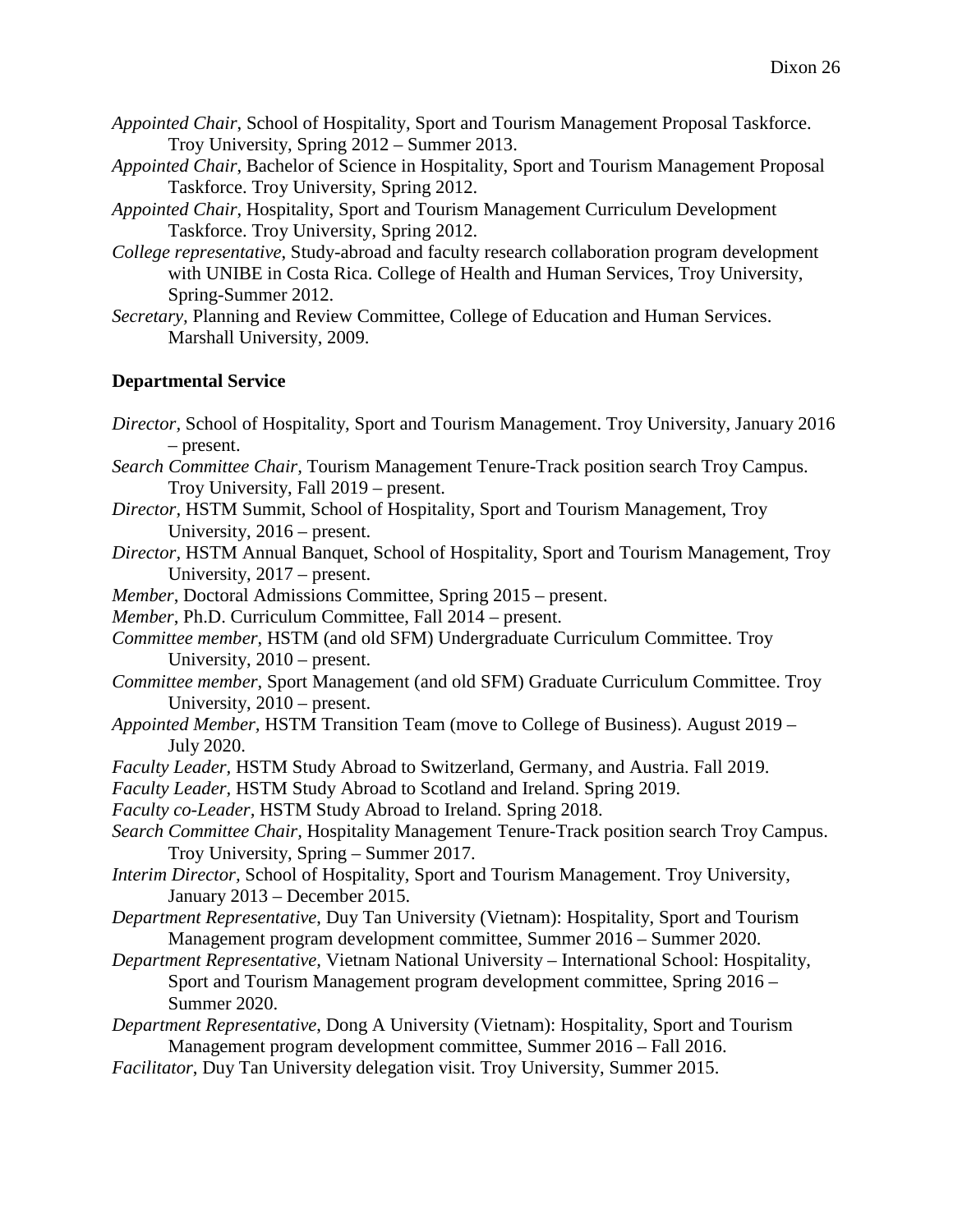*Appointed Chair*, School of Hospitality, Sport and Tourism Management Proposal Taskforce. Troy University, Spring 2012 – Summer 2013.

*Appointed Chair*, Bachelor of Science in Hospitality, Sport and Tourism Management Proposal Taskforce. Troy University, Spring 2012.

*Appointed Chair*, Hospitality, Sport and Tourism Management Curriculum Development Taskforce. Troy University, Spring 2012.

*College representative*, Study-abroad and faculty research collaboration program development with UNIBE in Costa Rica. College of Health and Human Services, Troy University, Spring-Summer 2012.

*Secretary*, Planning and Review Committee, College of Education and Human Services. Marshall University, 2009.

**Departmental Service**

*Director,* School of Hospitality, Sport and Tourism Management. Troy University, January 2016 – present.

*Search Committee Chair*, Tourism Management Tenure-Track position search Troy Campus. Troy University, Fall 2019 – present.

*Director*, HSTM Summit, School of Hospitality, Sport and Tourism Management, Troy University, 2016 – present.

*Director*, HSTM Annual Banquet, School of Hospitality, Sport and Tourism Management, Troy University, 2017 – present.

*Member*, Doctoral Admissions Committee, Spring 2015 – present.

*Member*, Ph.D. Curriculum Committee, Fall 2014 – present.

*Committee member*, HSTM (and old SFM) Undergraduate Curriculum Committee. Troy University, 2010 – present.

*Committee member*, Sport Management (and old SFM) Graduate Curriculum Committee. Troy University, 2010 – present.

*Appointed Member*, HSTM Transition Team (move to College of Business). August 2019 – July 2020.

*Faculty Leader*, HSTM Study Abroad to Switzerland, Germany, and Austria. Fall 2019.

*Faculty Leader*, HSTM Study Abroad to Scotland and Ireland. Spring 2019.

*Faculty co-Leader*, HSTM Study Abroad to Ireland. Spring 2018.

*Search Committee Chair*, Hospitality Management Tenure-Track position search Troy Campus. Troy University, Spring – Summer 2017.

*Interim Director*, School of Hospitality, Sport and Tourism Management. Troy University, January 2013 – December 2015.

*Department Representative*, Duy Tan University (Vietnam): Hospitality, Sport and Tourism Management program development committee, Summer 2016 – Summer 2020.

*Department Representative*, Vietnam National University – International School: Hospitality, Sport and Tourism Management program development committee, Spring 2016 – Summer 2020.

*Department Representative*, Dong A University (Vietnam): Hospitality, Sport and Tourism Management program development committee, Summer 2016 – Fall 2016.

*Facilitator*, Duy Tan University delegation visit. Troy University, Summer 2015.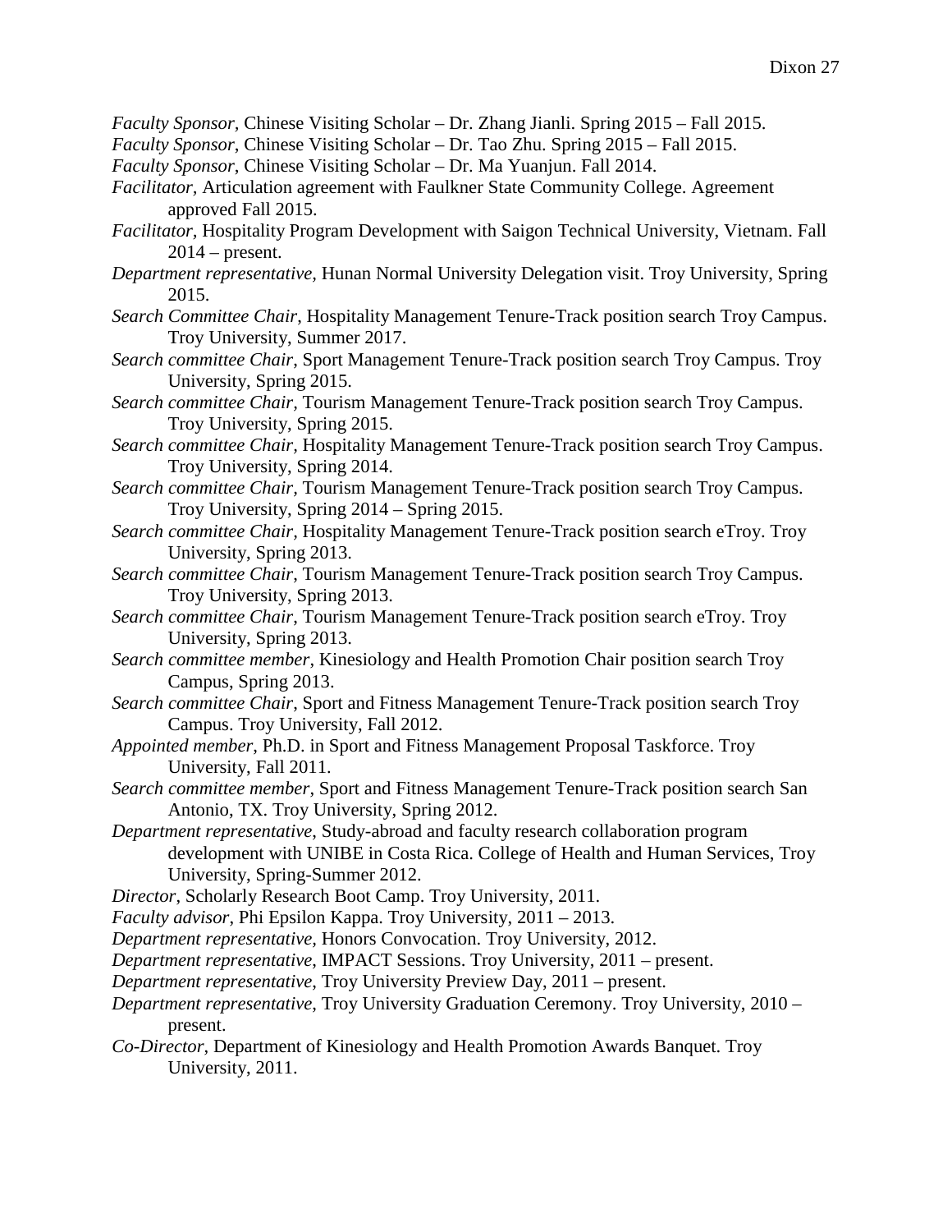*Faculty Sponsor,* Chinese Visiting Scholar – Dr. Zhang Jianli. Spring 2015 – Fall 2015.

*Faculty Sponsor*, Chinese Visiting Scholar – Dr. Tao Zhu. Spring 2015 – Fall 2015.

*Faculty Sponsor*, Chinese Visiting Scholar – Dr. Ma Yuanjun. Fall 2014.

*Facilitator,* Articulation agreement with Faulkner State Community College. Agreement approved Fall 2015.

*Facilitator,* Hospitality Program Development with Saigon Technical University, Vietnam. Fall 2014 – present.

*Department representative,* Hunan Normal University Delegation visit. Troy University, Spring 2015.

*Search Committee Chair*, Hospitality Management Tenure-Track position search Troy Campus. Troy University, Summer 2017.

*Search committee Chair*, Sport Management Tenure-Track position search Troy Campus. Troy University, Spring 2015.

*Search committee Chair,* Tourism Management Tenure-Track position search Troy Campus. Troy University, Spring 2015.

*Search committee Chair,* Hospitality Management Tenure-Track position search Troy Campus. Troy University, Spring 2014.

*Search committee Chair*, Tourism Management Tenure-Track position search Troy Campus. Troy University, Spring 2014 – Spring 2015.

*Search committee Chair*, Hospitality Management Tenure-Track position search eTroy. Troy University, Spring 2013.

*Search committee Chair*, Tourism Management Tenure-Track position search Troy Campus. Troy University, Spring 2013.

*Search committee Chair*, Tourism Management Tenure-Track position search eTroy. Troy University, Spring 2013.

*Search committee member*, Kinesiology and Health Promotion Chair position search Troy Campus, Spring 2013.

*Search committee Chair*, Sport and Fitness Management Tenure-Track position search Troy Campus. Troy University, Fall 2012.

*Appointed member*, Ph.D. in Sport and Fitness Management Proposal Taskforce. Troy University, Fall 2011.

*Search committee member*, Sport and Fitness Management Tenure-Track position search San Antonio, TX. Troy University, Spring 2012.

*Department representative*, Study-abroad and faculty research collaboration program development with UNIBE in Costa Rica. College of Health and Human Services, Troy University, Spring-Summer 2012.

*Director*, Scholarly Research Boot Camp. Troy University, 2011.

*Faculty advisor*, Phi Epsilon Kappa. Troy University, 2011 – 2013.

*Department representative,* Honors Convocation. Troy University, 2012.

*Department representative*, IMPACT Sessions. Troy University, 2011 – present.

*Department representative*, Troy University Preview Day, 2011 – present.

*Department representative*, Troy University Graduation Ceremony. Troy University, 2010 – present.

*Co-Director*, Department of Kinesiology and Health Promotion Awards Banquet. Troy University, 2011.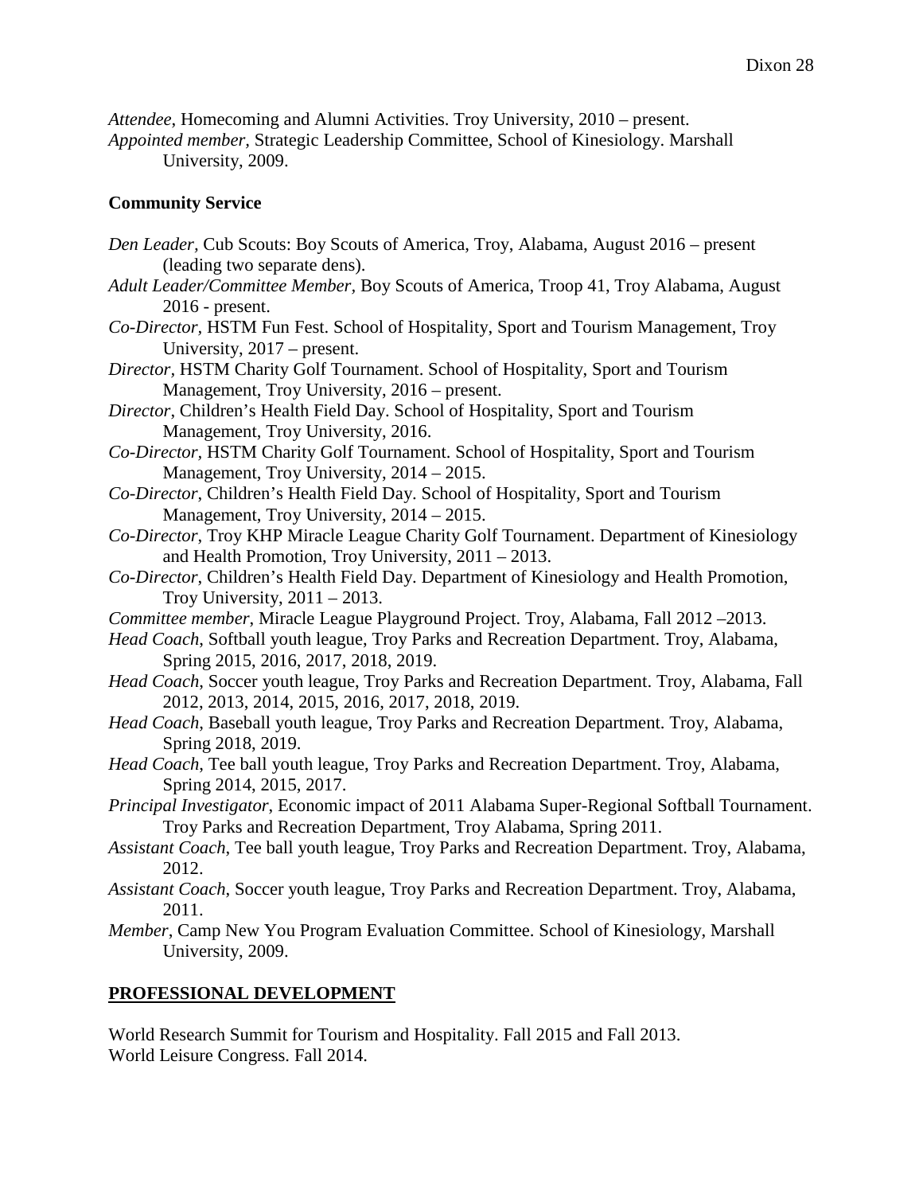*Attendee*, Homecoming and Alumni Activities. Troy University, 2010 – present.
*Appointed member,* Strategic Leadership Committee, School of Kinesiology. Marshall University, 2009.

**Community Service**

*Den Leader*, Cub Scouts: Boy Scouts of America, Troy, Alabama, August 2016 – present (leading two separate dens).
*Adult Leader/Committee Member,* Boy Scouts of America, Troop 41, Troy Alabama, August 2016 - present.
*Co-Director,* HSTM Fun Fest. School of Hospitality, Sport and Tourism Management, Troy University, 2017 – present.
*Director*, HSTM Charity Golf Tournament. School of Hospitality, Sport and Tourism Management, Troy University, 2016 – present.
*Director*, Children's Health Field Day. School of Hospitality, Sport and Tourism Management, Troy University, 2016.
*Co-Director*, HSTM Charity Golf Tournament. School of Hospitality, Sport and Tourism Management, Troy University, 2014 – 2015.
*Co-Director,* Children's Health Field Day. School of Hospitality, Sport and Tourism Management, Troy University, 2014 – 2015.
*Co-Director*, Troy KHP Miracle League Charity Golf Tournament. Department of Kinesiology and Health Promotion, Troy University, 2011 – 2013.
*Co-Director*, Children's Health Field Day. Department of Kinesiology and Health Promotion, Troy University, 2011 – 2013.
*Committee member*, Miracle League Playground Project. Troy, Alabama, Fall 2012 –2013.
*Head Coach*, Softball youth league, Troy Parks and Recreation Department. Troy, Alabama, Spring 2015, 2016, 2017, 2018, 2019.
*Head Coach*, Soccer youth league, Troy Parks and Recreation Department. Troy, Alabama, Fall 2012, 2013, 2014, 2015, 2016, 2017, 2018, 2019.
*Head Coach*, Baseball youth league, Troy Parks and Recreation Department. Troy, Alabama, Spring 2018, 2019.
*Head Coach*, Tee ball youth league, Troy Parks and Recreation Department. Troy, Alabama, Spring 2014, 2015, 2017.
*Principal Investigator*, Economic impact of 2011 Alabama Super-Regional Softball Tournament. Troy Parks and Recreation Department, Troy Alabama, Spring 2011.
*Assistant Coach*, Tee ball youth league, Troy Parks and Recreation Department. Troy, Alabama, 2012.
*Assistant Coach*, Soccer youth league, Troy Parks and Recreation Department. Troy, Alabama, 2011.
*Member*, Camp New You Program Evaluation Committee. School of Kinesiology, Marshall University, 2009.

## PROFESSIONAL DEVELOPMENT

World Research Summit for Tourism and Hospitality. Fall 2015 and Fall 2013.
World Leisure Congress. Fall 2014.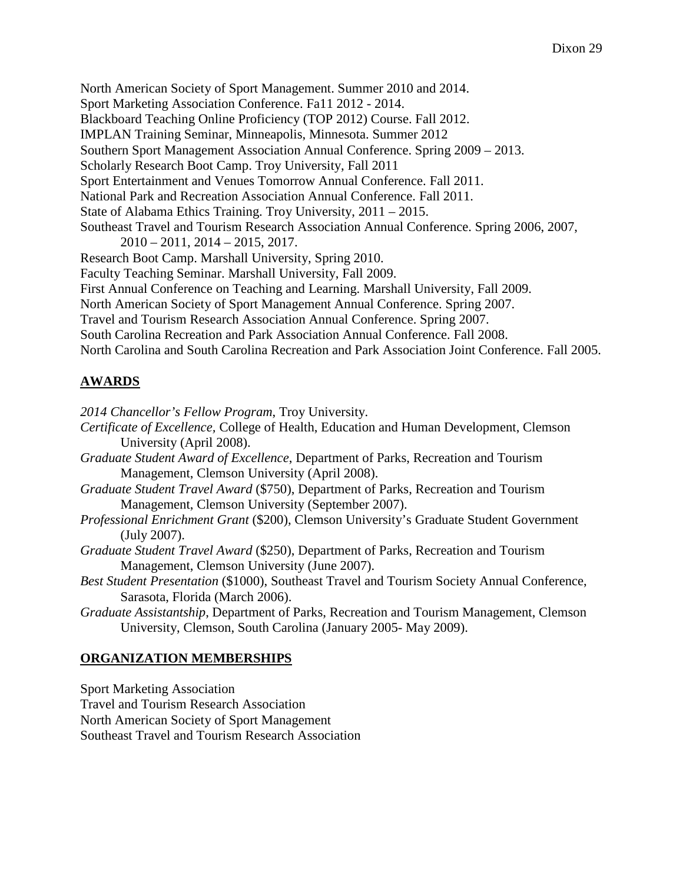North American Society of Sport Management. Summer 2010 and 2014.
Sport Marketing Association Conference. Fa11 2012 - 2014.
Blackboard Teaching Online Proficiency (TOP 2012) Course. Fall 2012.
IMPLAN Training Seminar, Minneapolis, Minnesota. Summer 2012
Southern Sport Management Association Annual Conference. Spring 2009 – 2013.
Scholarly Research Boot Camp. Troy University, Fall 2011
Sport Entertainment and Venues Tomorrow Annual Conference. Fall 2011.
National Park and Recreation Association Annual Conference. Fall 2011.
State of Alabama Ethics Training. Troy University, 2011 – 2015.
Southeast Travel and Tourism Research Association Annual Conference. Spring 2006, 2007, 2010 – 2011, 2014 – 2015, 2017.
Research Boot Camp. Marshall University, Spring 2010.
Faculty Teaching Seminar. Marshall University, Fall 2009.
First Annual Conference on Teaching and Learning. Marshall University, Fall 2009.
North American Society of Sport Management Annual Conference. Spring 2007.
Travel and Tourism Research Association Annual Conference. Spring 2007.
South Carolina Recreation and Park Association Annual Conference. Fall 2008.
North Carolina and South Carolina Recreation and Park Association Joint Conference. Fall 2005.

## AWARDS

*2014 Chancellor's Fellow Program*, Troy University.
*Certificate of Excellence*, College of Health, Education and Human Development, Clemson University (April 2008).
*Graduate Student Award of Excellence*, Department of Parks, Recreation and Tourism Management, Clemson University (April 2008).
*Graduate Student Travel Award* ($750), Department of Parks, Recreation and Tourism Management, Clemson University (September 2007).
*Professional Enrichment Grant* ($200), Clemson University's Graduate Student Government (July 2007).
*Graduate Student Travel Award* ($250), Department of Parks, Recreation and Tourism Management, Clemson University (June 2007).
*Best Student Presentation* ($1000), Southeast Travel and Tourism Society Annual Conference, Sarasota, Florida (March 2006).
*Graduate Assistantship*, Department of Parks, Recreation and Tourism Management, Clemson University, Clemson, South Carolina (January 2005- May 2009).

## ORGANIZATION MEMBERSHIPS

Sport Marketing Association
Travel and Tourism Research Association
North American Society of Sport Management
Southeast Travel and Tourism Research Association